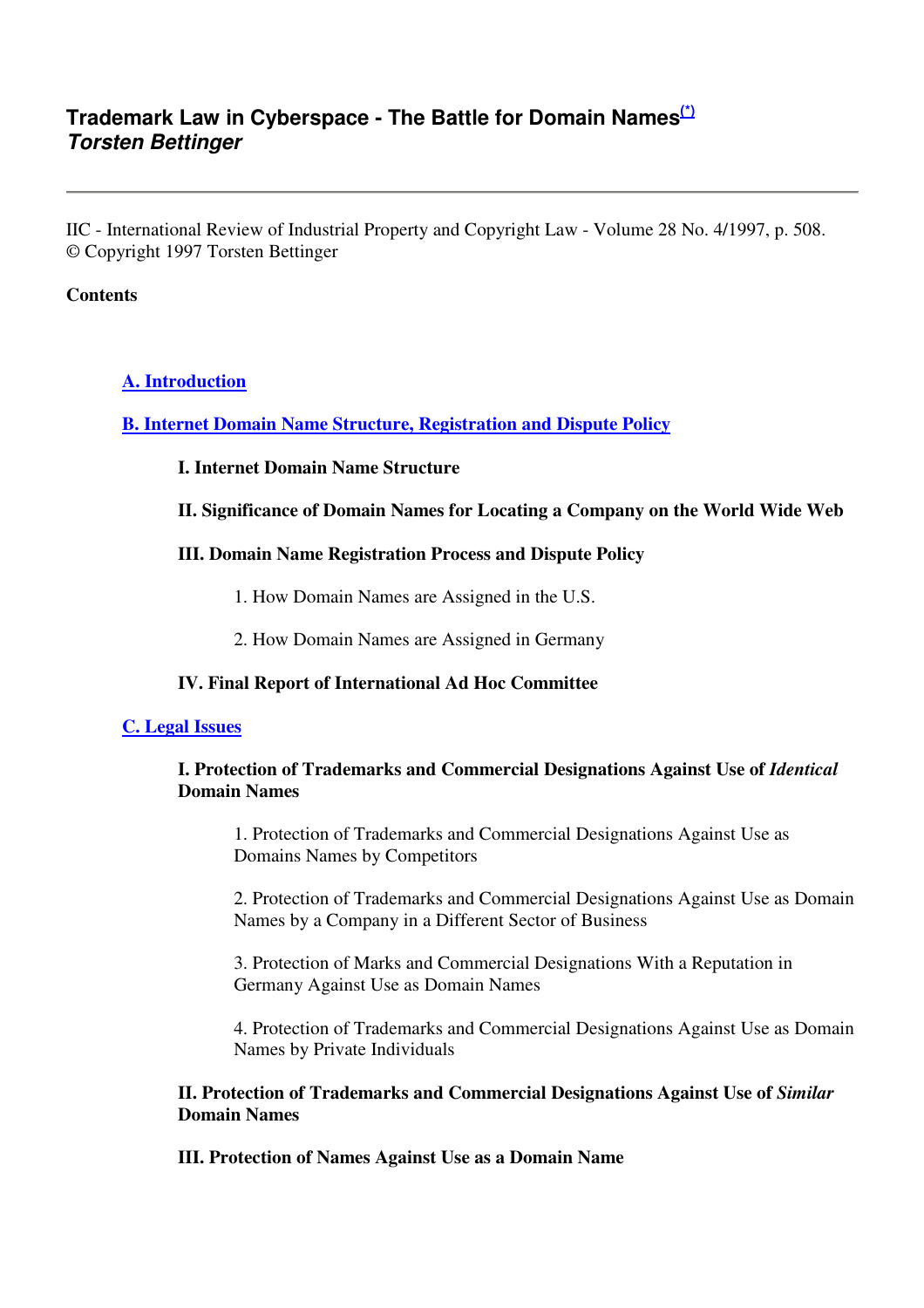# Trademark Law in Cyberspace - The Battle for Domain Names[(*)]

## *Torsten Bettinger*

---

IIC - International Review of Industrial Property and Copyright Law - Volume 28 No. 4/1997, p. 508.
© Copyright 1997 Torsten Bettinger

**Contents**

- **A. Introduction**
- **B. Internet Domain Name Structure, Registration and Dispute Policy**
  - **I. Internet Domain Name Structure**
  - **II. Significance of Domain Names for Locating a Company on the World Wide Web**
  - **III. Domain Name Registration Process and Dispute Policy**
    - 1. How Domain Names are Assigned in the U.S.
    - 2. How Domain Names are Assigned in Germany
  - **IV. Final Report of International Ad Hoc Committee**
- **C. Legal Issues**
  - **I. Protection of Trademarks and Commercial Designations Against Use of *Identical* Domain Names**
    - 1. Protection of Trademarks and Commercial Designations Against Use as Domains Names by Competitors
    - 2. Protection of Trademarks and Commercial Designations Against Use as Domain Names by a Company in a Different Sector of Business
    - 3. Protection of Marks and Commercial Designations With a Reputation in Germany Against Use as Domain Names
    - 4. Protection of Trademarks and Commercial Designations Against Use as Domain Names by Private Individuals
  - **II. Protection of Trademarks and Commercial Designations Against Use of *Similar* Domain Names**
  - **III. Protection of Names Against Use as a Domain Name**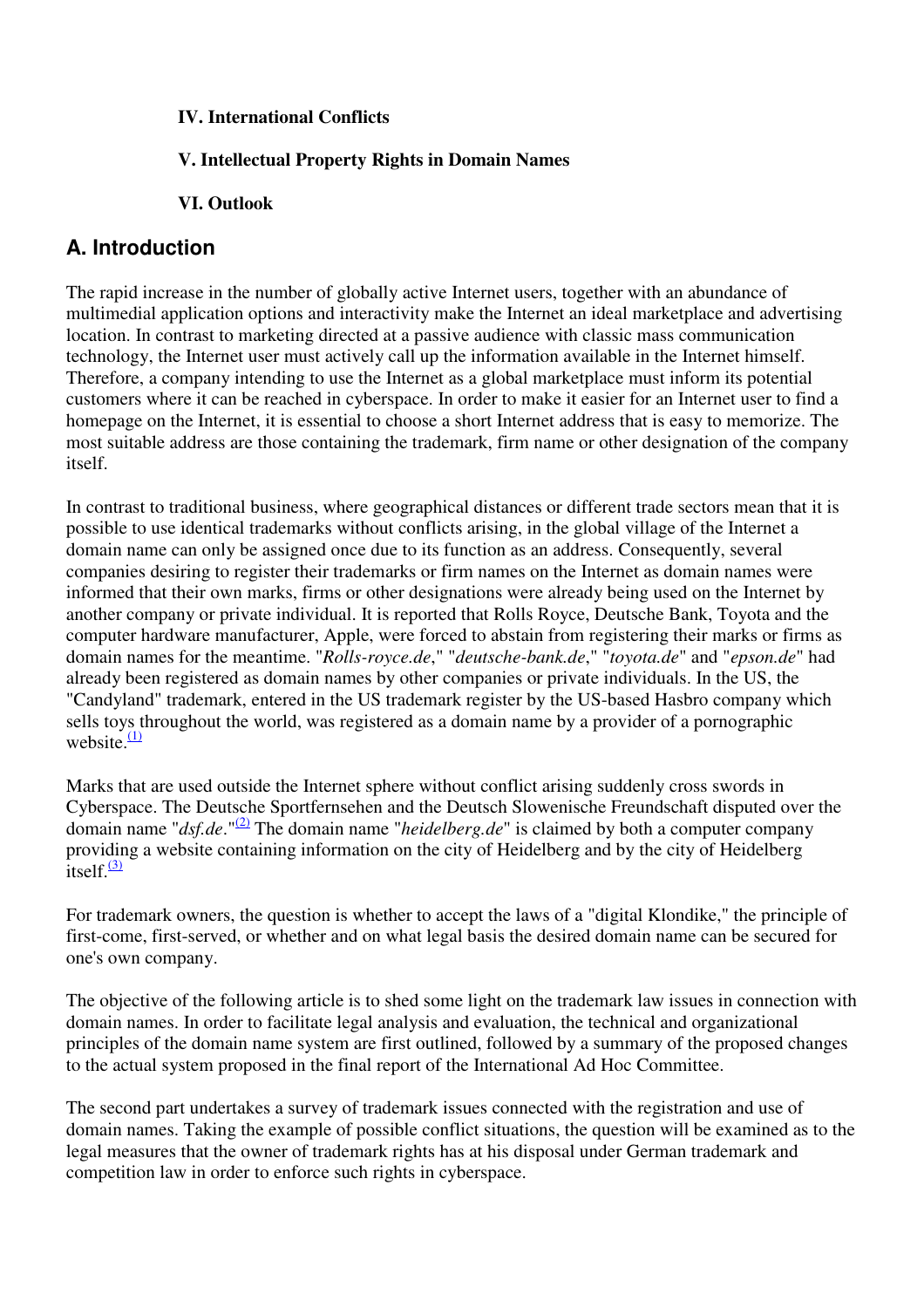**IV. International Conflicts**

**V. Intellectual Property Rights in Domain Names**

**VI. Outlook**

## A. Introduction

The rapid increase in the number of globally active Internet users, together with an abundance of multimedial application options and interactivity make the Internet an ideal marketplace and advertising location. In contrast to marketing directed at a passive audience with classic mass communication technology, the Internet user must actively call up the information available in the Internet himself. Therefore, a company intending to use the Internet as a global marketplace must inform its potential customers where it can be reached in cyberspace. In order to make it easier for an Internet user to find a homepage on the Internet, it is essential to choose a short Internet address that is easy to memorize. The most suitable address are those containing the trademark, firm name or other designation of the company itself.

In contrast to traditional business, where geographical distances or different trade sectors mean that it is possible to use identical trademarks without conflicts arising, in the global village of the Internet a domain name can only be assigned once due to its function as an address. Consequently, several companies desiring to register their trademarks or firm names on the Internet as domain names were informed that their own marks, firms or other designations were already being used on the Internet by another company or private individual. It is reported that Rolls Royce, Deutsche Bank, Toyota and the computer hardware manufacturer, Apple, were forced to abstain from registering their marks or firms as domain names for the meantime. "*Rolls-royce.de*," "*deutsche-bank.de*," "*toyota.de*" and "*epson.de*" had already been registered as domain names by other companies or private individuals. In the US, the "Candyland" trademark, entered in the US trademark register by the US-based Hasbro company which sells toys throughout the world, was registered as a domain name by a provider of a pornographic website.[(1)]

Marks that are used outside the Internet sphere without conflict arising suddenly cross swords in Cyberspace. The Deutsche Sportfernsehen and the Deutsch Slowenische Freundschaft disputed over the domain name "*dsf.de*."[(2)] The domain name "*heidelberg.de*" is claimed by both a computer company providing a website containing information on the city of Heidelberg and by the city of Heidelberg itself.[(3)]

For trademark owners, the question is whether to accept the laws of a "digital Klondike," the principle of first-come, first-served, or whether and on what legal basis the desired domain name can be secured for one's own company.

The objective of the following article is to shed some light on the trademark law issues in connection with domain names. In order to facilitate legal analysis and evaluation, the technical and organizational principles of the domain name system are first outlined, followed by a summary of the proposed changes to the actual system proposed in the final report of the International Ad Hoc Committee.

The second part undertakes a survey of trademark issues connected with the registration and use of domain names. Taking the example of possible conflict situations, the question will be examined as to the legal measures that the owner of trademark rights has at his disposal under German trademark and competition law in order to enforce such rights in cyberspace.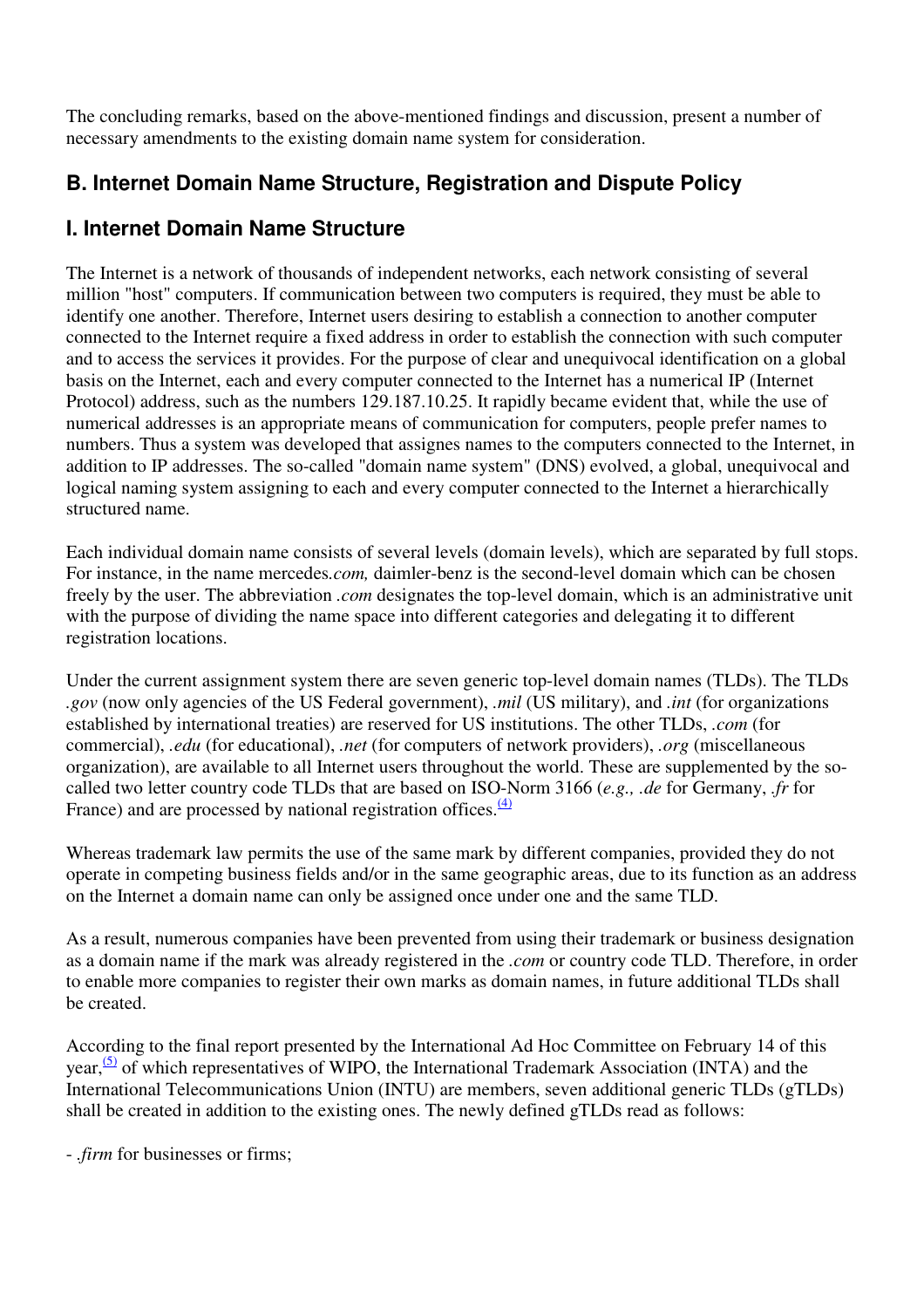The concluding remarks, based on the above-mentioned findings and discussion, present a number of necessary amendments to the existing domain name system for consideration.

## B. Internet Domain Name Structure, Registration and Dispute Policy

### I. Internet Domain Name Structure

The Internet is a network of thousands of independent networks, each network consisting of several million "host" computers. If communication between two computers is required, they must be able to identify one another. Therefore, Internet users desiring to establish a connection to another computer connected to the Internet require a fixed address in order to establish the connection with such computer and to access the services it provides. For the purpose of clear and unequivocal identification on a global basis on the Internet, each and every computer connected to the Internet has a numerical IP (Internet Protocol) address, such as the numbers 129.187.10.25. It rapidly became evident that, while the use of numerical addresses is an appropriate means of communication for computers, people prefer names to numbers. Thus a system was developed that assignes names to the computers connected to the Internet, in addition to IP addresses. The so-called "domain name system" (DNS) evolved, a global, unequivocal and logical naming system assigning to each and every computer connected to the Internet a hierarchically structured name.

Each individual domain name consists of several levels (domain levels), which are separated by full stops. For instance, in the name mercedes*.com,* daimler-benz is the second-level domain which can be chosen freely by the user. The abbreviation *.com* designates the top-level domain, which is an administrative unit with the purpose of dividing the name space into different categories and delegating it to different registration locations.

Under the current assignment system there are seven generic top-level domain names (TLDs). The TLDs *.gov* (now only agencies of the US Federal government), *.mil* (US military), and *.int* (for organizations established by international treaties) are reserved for US institutions. The other TLDs, *.com* (for commercial), *.edu* (for educational), *.net* (for computers of network providers), *.org* (miscellaneous organization), are available to all Internet users throughout the world. These are supplemented by the so-called two letter country code TLDs that are based on ISO-Norm 3166 (*e.g., .de* for Germany, *.fr* for France) and are processed by national registration offices.[(4)]

Whereas trademark law permits the use of the same mark by different companies, provided they do not operate in competing business fields and/or in the same geographic areas, due to its function as an address on the Internet a domain name can only be assigned once under one and the same TLD.

As a result, numerous companies have been prevented from using their trademark or business designation as a domain name if the mark was already registered in the *.com* or country code TLD. Therefore, in order to enable more companies to register their own marks as domain names, in future additional TLDs shall be created.

According to the final report presented by the International Ad Hoc Committee on February 14 of this year,[(5)] of which representatives of WIPO, the International Trademark Association (INTA) and the International Telecommunications Union (INTU) are members, seven additional generic TLDs (gTLDs) shall be created in addition to the existing ones. The newly defined gTLDs read as follows:

- *.firm* for businesses or firms;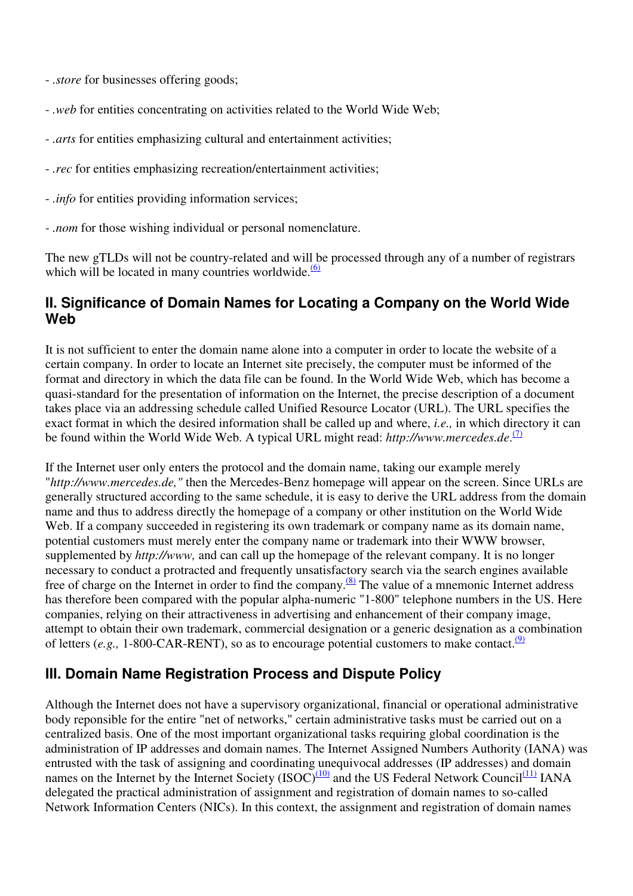- *.store* for businesses offering goods;

- *.web* for entities concentrating on activities related to the World Wide Web;

- *.arts* for entities emphasizing cultural and entertainment activities;

- *.rec* for entities emphasizing recreation/entertainment activities;

- *.info* for entities providing information services;

- *.nom* for those wishing individual or personal nomenclature.

The new gTLDs will not be country-related and will be processed through any of a number of registrars which will be located in many countries worldwide.[(6)]

## II. Significance of Domain Names for Locating a Company on the World Wide Web

It is not sufficient to enter the domain name alone into a computer in order to locate the website of a certain company. In order to locate an Internet site precisely, the computer must be informed of the format and directory in which the data file can be found. In the World Wide Web, which has become a quasi-standard for the presentation of information on the Internet, the precise description of a document takes place via an addressing schedule called Unified Resource Locator (URL). The URL specifies the exact format in which the desired information shall be called up and where, *i.e.,* in which directory it can be found within the World Wide Web. A typical URL might read: *http://www.mercedes.de*.[(7)]

If the Internet user only enters the protocol and the domain name, taking our example merely "*http://www.mercedes.de,"* then the Mercedes-Benz homepage will appear on the screen. Since URLs are generally structured according to the same schedule, it is easy to derive the URL address from the domain name and thus to address directly the homepage of a company or other institution on the World Wide Web. If a company succeeded in registering its own trademark or company name as its domain name, potential customers must merely enter the company name or trademark into their WWW browser, supplemented by *http://www,* and can call up the homepage of the relevant company. It is no longer necessary to conduct a protracted and frequently unsatisfactory search via the search engines available free of charge on the Internet in order to find the company.[(8)] The value of a mnemonic Internet address has therefore been compared with the popular alpha-numeric "1-800" telephone numbers in the US. Here companies, relying on their attractiveness in advertising and enhancement of their company image, attempt to obtain their own trademark, commercial designation or a generic designation as a combination of letters (*e.g.,* 1-800-CAR-RENT), so as to encourage potential customers to make contact.[(9)]

## III. Domain Name Registration Process and Dispute Policy

Although the Internet does not have a supervisory organizational, financial or operational administrative body reponsible for the entire "net of networks," certain administrative tasks must be carried out on a centralized basis. One of the most important organizational tasks requiring global coordination is the administration of IP addresses and domain names. The Internet Assigned Numbers Authority (IANA) was entrusted with the task of assigning and coordinating unequivocal addresses (IP addresses) and domain names on the Internet by the Internet Society (ISOC)[(10)] and the US Federal Network Council[(11)] IANA delegated the practical administration of assignment and registration of domain names to so-called Network Information Centers (NICs). In this context, the assignment and registration of domain names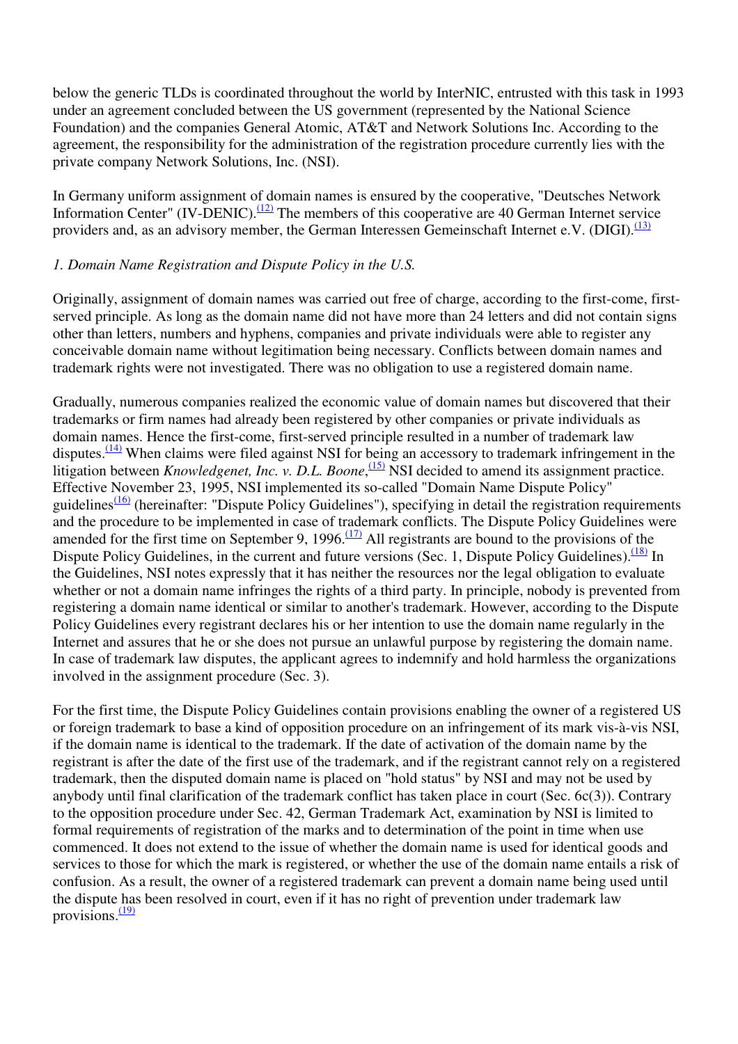below the generic TLDs is coordinated throughout the world by InterNIC, entrusted with this task in 1993 under an agreement concluded between the US government (represented by the National Science Foundation) and the companies General Atomic, AT&T and Network Solutions Inc. According to the agreement, the responsibility for the administration of the registration procedure currently lies with the private company Network Solutions, Inc. (NSI).

In Germany uniform assignment of domain names is ensured by the cooperative, "Deutsches Network Information Center" (IV-DENIC).[(12)] The members of this cooperative are 40 German Internet service providers and, as an advisory member, the German Interessen Gemeinschaft Internet e.V. (DIGI).[(13)]

*1. Domain Name Registration and Dispute Policy in the U.S.*

Originally, assignment of domain names was carried out free of charge, according to the first-come, first-served principle. As long as the domain name did not have more than 24 letters and did not contain signs other than letters, numbers and hyphens, companies and private individuals were able to register any conceivable domain name without legitimation being necessary. Conflicts between domain names and trademark rights were not investigated. There was no obligation to use a registered domain name.

Gradually, numerous companies realized the economic value of domain names but discovered that their trademarks or firm names had already been registered by other companies or private individuals as domain names. Hence the first-come, first-served principle resulted in a number of trademark law disputes.[(14)] When claims were filed against NSI for being an accessory to trademark infringement in the litigation between *Knowledgenet, Inc. v. D.L. Boone*,[(15)] NSI decided to amend its assignment practice. Effective November 23, 1995, NSI implemented its so-called "Domain Name Dispute Policy" guidelines[(16)] (hereinafter: "Dispute Policy Guidelines"), specifying in detail the registration requirements and the procedure to be implemented in case of trademark conflicts. The Dispute Policy Guidelines were amended for the first time on September 9, 1996.[(17)] All registrants are bound to the provisions of the Dispute Policy Guidelines, in the current and future versions (Sec. 1, Dispute Policy Guidelines).[(18)] In the Guidelines, NSI notes expressly that it has neither the resources nor the legal obligation to evaluate whether or not a domain name infringes the rights of a third party. In principle, nobody is prevented from registering a domain name identical or similar to another's trademark. However, according to the Dispute Policy Guidelines every registrant declares his or her intention to use the domain name regularly in the Internet and assures that he or she does not pursue an unlawful purpose by registering the domain name. In case of trademark law disputes, the applicant agrees to indemnify and hold harmless the organizations involved in the assignment procedure (Sec. 3).

For the first time, the Dispute Policy Guidelines contain provisions enabling the owner of a registered US or foreign trademark to base a kind of opposition procedure on an infringement of its mark vis-à-vis NSI, if the domain name is identical to the trademark. If the date of activation of the domain name by the registrant is after the date of the first use of the trademark, and if the registrant cannot rely on a registered trademark, then the disputed domain name is placed on "hold status" by NSI and may not be used by anybody until final clarification of the trademark conflict has taken place in court (Sec. 6c(3)). Contrary to the opposition procedure under Sec. 42, German Trademark Act, examination by NSI is limited to formal requirements of registration of the marks and to determination of the point in time when use commenced. It does not extend to the issue of whether the domain name is used for identical goods and services to those for which the mark is registered, or whether the use of the domain name entails a risk of confusion. As a result, the owner of a registered trademark can prevent a domain name being used until the dispute has been resolved in court, even if it has no right of prevention under trademark law provisions.[(19)]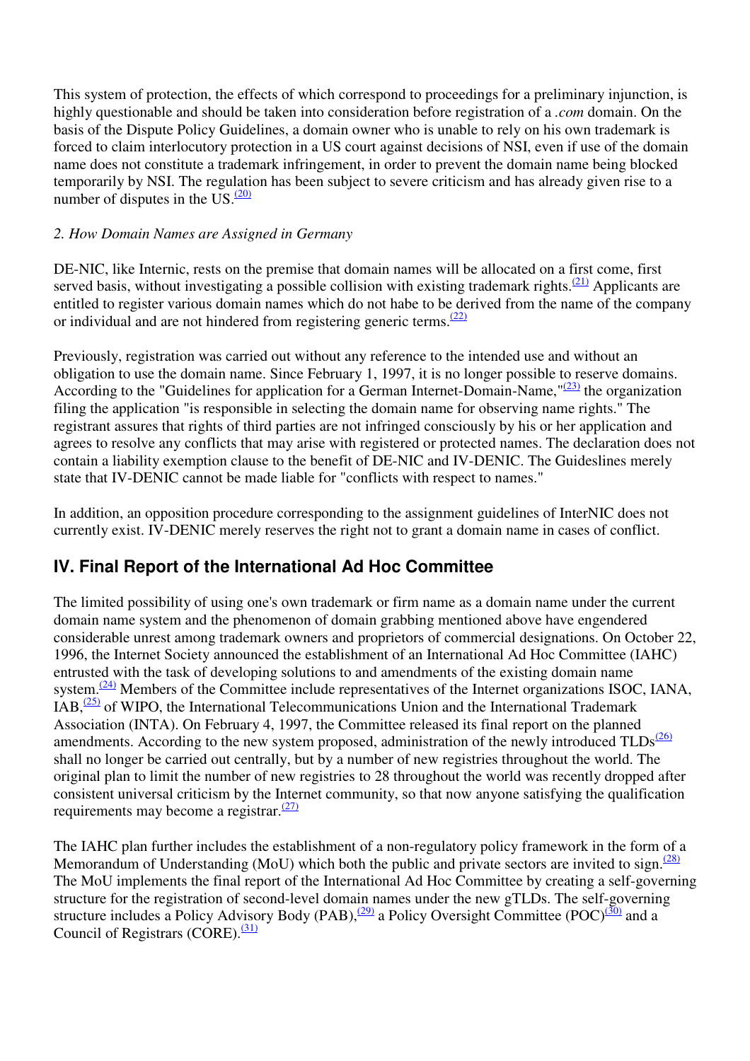This system of protection, the effects of which correspond to proceedings for a preliminary injunction, is highly questionable and should be taken into consideration before registration of a *.com* domain. On the basis of the Dispute Policy Guidelines, a domain owner who is unable to rely on his own trademark is forced to claim interlocutory protection in a US court against decisions of NSI, even if use of the domain name does not constitute a trademark infringement, in order to prevent the domain name being blocked temporarily by NSI. The regulation has been subject to severe criticism and has already given rise to a number of disputes in the US.[20]

*2. How Domain Names are Assigned in Germany*

DE-NIC, like Internic, rests on the premise that domain names will be allocated on a first come, first served basis, without investigating a possible collision with existing trademark rights.[21] Applicants are entitled to register various domain names which do not habe to be derived from the name of the company or individual and are not hindered from registering generic terms.[22]

Previously, registration was carried out without any reference to the intended use and without an obligation to use the domain name. Since February 1, 1997, it is no longer possible to reserve domains. According to the "Guidelines for application for a German Internet-Domain-Name,"[23] the organization filing the application "is responsible in selecting the domain name for observing name rights." The registrant assures that rights of third parties are not infringed consciously by his or her application and agrees to resolve any conflicts that may arise with registered or protected names. The declaration does not contain a liability exemption clause to the benefit of DE-NIC and IV-DENIC. The Guideslines merely state that IV-DENIC cannot be made liable for "conflicts with respect to names."

In addition, an opposition procedure corresponding to the assignment guidelines of InterNIC does not currently exist. IV-DENIC merely reserves the right not to grant a domain name in cases of conflict.

## IV. Final Report of the International Ad Hoc Committee

The limited possibility of using one's own trademark or firm name as a domain name under the current domain name system and the phenomenon of domain grabbing mentioned above have engendered considerable unrest among trademark owners and proprietors of commercial designations. On October 22, 1996, the Internet Society announced the establishment of an International Ad Hoc Committee (IAHC) entrusted with the task of developing solutions to and amendments of the existing domain name system.[24] Members of the Committee include representatives of the Internet organizations ISOC, IANA, IAB,[25] of WIPO, the International Telecommunications Union and the International Trademark Association (INTA). On February 4, 1997, the Committee released its final report on the planned amendments. According to the new system proposed, administration of the newly introduced TLDs[26] shall no longer be carried out centrally, but by a number of new registries throughout the world. The original plan to limit the number of new registries to 28 throughout the world was recently dropped after consistent universal criticism by the Internet community, so that now anyone satisfying the qualification requirements may become a registrar.[27]

The IAHC plan further includes the establishment of a non-regulatory policy framework in the form of a Memorandum of Understanding (MoU) which both the public and private sectors are invited to sign.[28] The MoU implements the final report of the International Ad Hoc Committee by creating a self-governing structure for the registration of second-level domain names under the new gTLDs. The self-governing structure includes a Policy Advisory Body (PAB),[29] a Policy Oversight Committee (POC)[30] and a Council of Registrars (CORE).[31]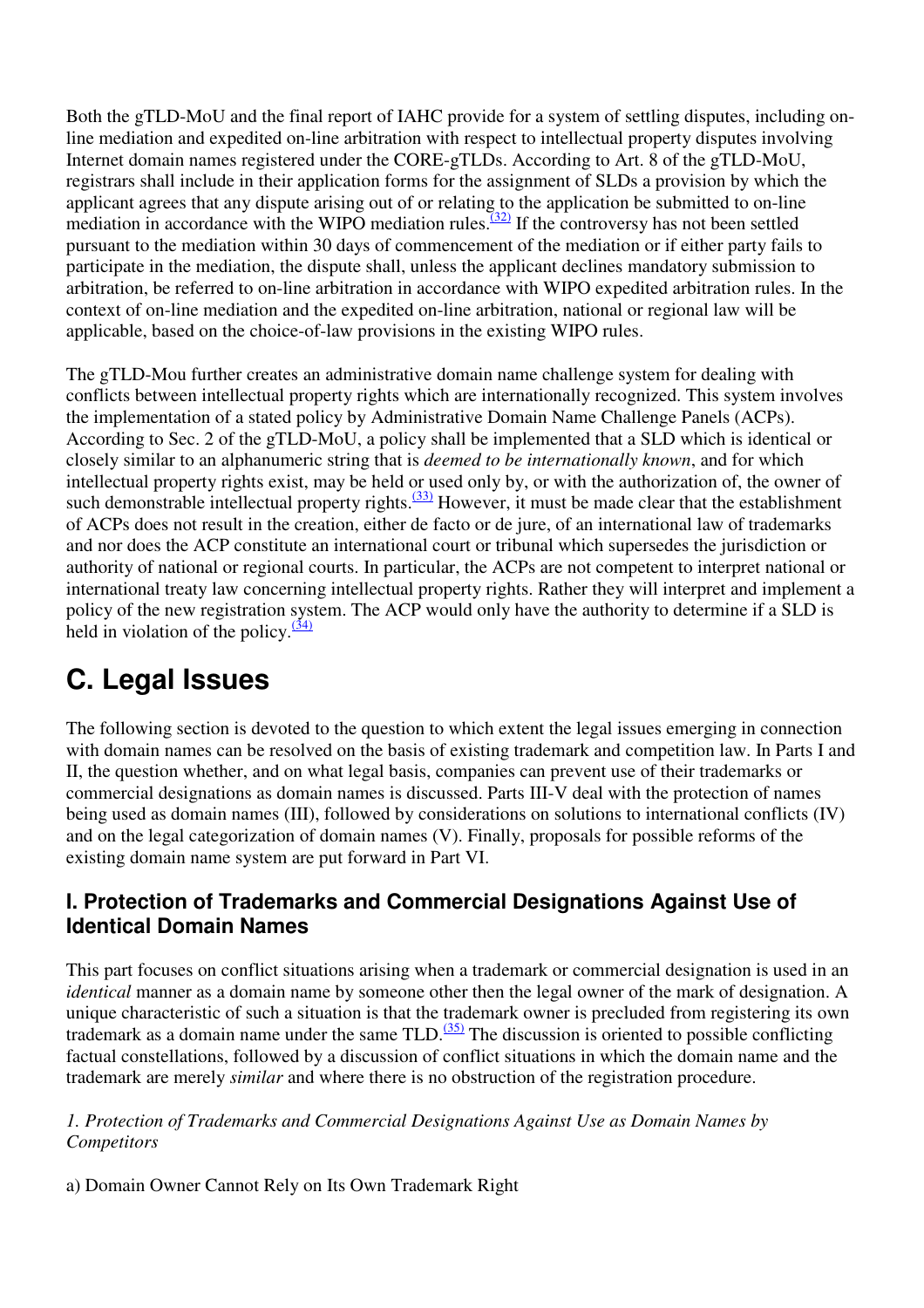Both the gTLD-MoU and the final report of IAHC provide for a system of settling disputes, including on-line mediation and expedited on-line arbitration with respect to intellectual property disputes involving Internet domain names registered under the CORE-gTLDs. According to Art. 8 of the gTLD-MoU, registrars shall include in their application forms for the assignment of SLDs a provision by which the applicant agrees that any dispute arising out of or relating to the application be submitted to on-line mediation in accordance with the WIPO mediation rules.[32] If the controversy has not been settled pursuant to the mediation within 30 days of commencement of the mediation or if either party fails to participate in the mediation, the dispute shall, unless the applicant declines mandatory submission to arbitration, be referred to on-line arbitration in accordance with WIPO expedited arbitration rules. In the context of on-line mediation and the expedited on-line arbitration, national or regional law will be applicable, based on the choice-of-law provisions in the existing WIPO rules.

The gTLD-Mou further creates an administrative domain name challenge system for dealing with conflicts between intellectual property rights which are internationally recognized. This system involves the implementation of a stated policy by Administrative Domain Name Challenge Panels (ACPs). According to Sec. 2 of the gTLD-MoU, a policy shall be implemented that a SLD which is identical or closely similar to an alphanumeric string that is *deemed to be internationally known*, and for which intellectual property rights exist, may be held or used only by, or with the authorization of, the owner of such demonstrable intellectual property rights.[33] However, it must be made clear that the establishment of ACPs does not result in the creation, either de facto or de jure, of an international law of trademarks and nor does the ACP constitute an international court or tribunal which supersedes the jurisdiction or authority of national or regional courts. In particular, the ACPs are not competent to interpret national or international treaty law concerning intellectual property rights. Rather they will interpret and implement a policy of the new registration system. The ACP would only have the authority to determine if a SLD is held in violation of the policy.[34]

# C. Legal Issues

The following section is devoted to the question to which extent the legal issues emerging in connection with domain names can be resolved on the basis of existing trademark and competition law. In Parts I and II, the question whether, and on what legal basis, companies can prevent use of their trademarks or commercial designations as domain names is discussed. Parts III-V deal with the protection of names being used as domain names (III), followed by considerations on solutions to international conflicts (IV) and on the legal categorization of domain names (V). Finally, proposals for possible reforms of the existing domain name system are put forward in Part VI.

## I. Protection of Trademarks and Commercial Designations Against Use of Identical Domain Names

This part focuses on conflict situations arising when a trademark or commercial designation is used in an *identical* manner as a domain name by someone other then the legal owner of the mark of designation. A unique characteristic of such a situation is that the trademark owner is precluded from registering its own trademark as a domain name under the same TLD.[35] The discussion is oriented to possible conflicting factual constellations, followed by a discussion of conflict situations in which the domain name and the trademark are merely *similar* and where there is no obstruction of the registration procedure.

*1. Protection of Trademarks and Commercial Designations Against Use as Domain Names by Competitors*

a) Domain Owner Cannot Rely on Its Own Trademark Right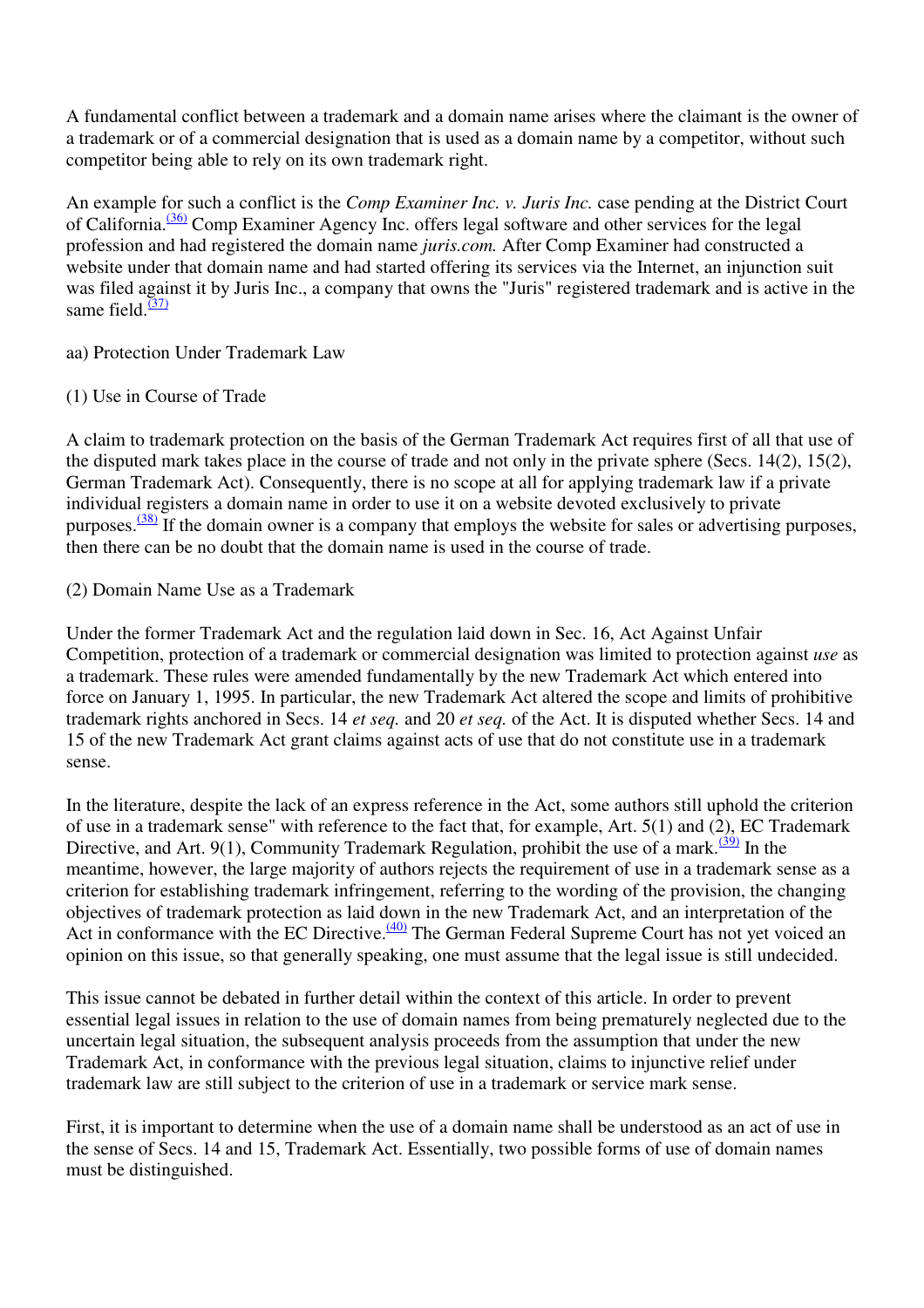A fundamental conflict between a trademark and a domain name arises where the claimant is the owner of a trademark or of a commercial designation that is used as a domain name by a competitor, without such competitor being able to rely on its own trademark right.

An example for such a conflict is the *Comp Examiner Inc. v. Juris Inc.* case pending at the District Court of California.[36] Comp Examiner Agency Inc. offers legal software and other services for the legal profession and had registered the domain name *juris.com.* After Comp Examiner had constructed a website under that domain name and had started offering its services via the Internet, an injunction suit was filed against it by Juris Inc., a company that owns the "Juris" registered trademark and is active in the same field.[37]

aa) Protection Under Trademark Law

(1) Use in Course of Trade

A claim to trademark protection on the basis of the German Trademark Act requires first of all that use of the disputed mark takes place in the course of trade and not only in the private sphere (Secs. 14(2), 15(2), German Trademark Act). Consequently, there is no scope at all for applying trademark law if a private individual registers a domain name in order to use it on a website devoted exclusively to private purposes.[38] If the domain owner is a company that employs the website for sales or advertising purposes, then there can be no doubt that the domain name is used in the course of trade.

(2) Domain Name Use as a Trademark

Under the former Trademark Act and the regulation laid down in Sec. 16, Act Against Unfair Competition, protection of a trademark or commercial designation was limited to protection against *use* as a trademark. These rules were amended fundamentally by the new Trademark Act which entered into force on January 1, 1995. In particular, the new Trademark Act altered the scope and limits of prohibitive trademark rights anchored in Secs. 14 *et seq.* and 20 *et seq.* of the Act. It is disputed whether Secs. 14 and 15 of the new Trademark Act grant claims against acts of use that do not constitute use in a trademark sense.

In the literature, despite the lack of an express reference in the Act, some authors still uphold the criterion of use in a trademark sense" with reference to the fact that, for example, Art. 5(1) and (2), EC Trademark Directive, and Art. 9(1), Community Trademark Regulation, prohibit the use of a mark.[39] In the meantime, however, the large majority of authors rejects the requirement of use in a trademark sense as a criterion for establishing trademark infringement, referring to the wording of the provision, the changing objectives of trademark protection as laid down in the new Trademark Act, and an interpretation of the Act in conformance with the EC Directive.[40] The German Federal Supreme Court has not yet voiced an opinion on this issue, so that generally speaking, one must assume that the legal issue is still undecided.

This issue cannot be debated in further detail within the context of this article. In order to prevent essential legal issues in relation to the use of domain names from being prematurely neglected due to the uncertain legal situation, the subsequent analysis proceeds from the assumption that under the new Trademark Act, in conformance with the previous legal situation, claims to injunctive relief under trademark law are still subject to the criterion of use in a trademark or service mark sense.

First, it is important to determine when the use of a domain name shall be understood as an act of use in the sense of Secs. 14 and 15, Trademark Act. Essentially, two possible forms of use of domain names must be distinguished.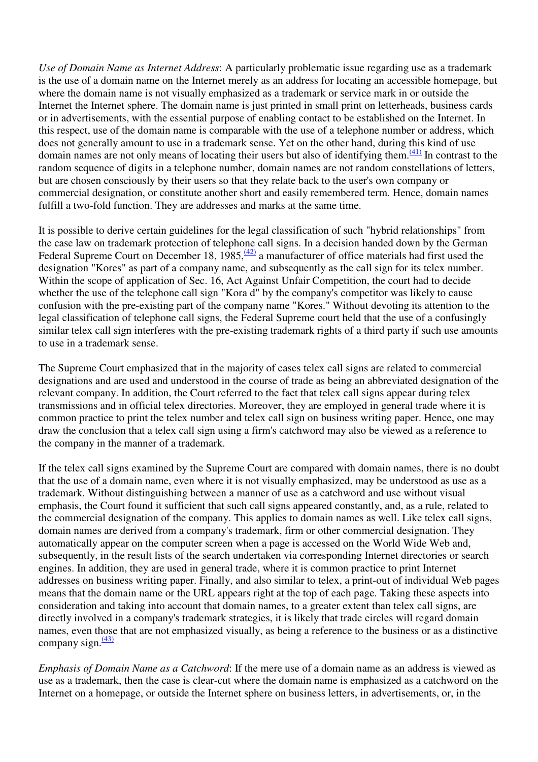*Use of Domain Name as Internet Address*: A particularly problematic issue regarding use as a trademark is the use of a domain name on the Internet merely as an address for locating an accessible homepage, but where the domain name is not visually emphasized as a trademark or service mark in or outside the Internet the Internet sphere. The domain name is just printed in small print on letterheads, business cards or in advertisements, with the essential purpose of enabling contact to be established on the Internet. In this respect, use of the domain name is comparable with the use of a telephone number or address, which does not generally amount to use in a trademark sense. Yet on the other hand, during this kind of use domain names are not only means of locating their users but also of identifying them.[(41)] In contrast to the random sequence of digits in a telephone number, domain names are not random constellations of letters, but are chosen consciously by their users so that they relate back to the user's own company or commercial designation, or constitute another short and easily remembered term. Hence, domain names fulfill a two-fold function. They are addresses and marks at the same time.

It is possible to derive certain guidelines for the legal classification of such "hybrid relationships" from the case law on trademark protection of telephone call signs. In a decision handed down by the German Federal Supreme Court on December 18, 1985,[(42)] a manufacturer of office materials had first used the designation "Kores" as part of a company name, and subsequently as the call sign for its telex number. Within the scope of application of Sec. 16, Act Against Unfair Competition, the court had to decide whether the use of the telephone call sign "Kora d" by the company's competitor was likely to cause confusion with the pre-existing part of the company name "Kores." Without devoting its attention to the legal classification of telephone call signs, the Federal Supreme court held that the use of a confusingly similar telex call sign interferes with the pre-existing trademark rights of a third party if such use amounts to use in a trademark sense.

The Supreme Court emphasized that in the majority of cases telex call signs are related to commercial designations and are used and understood in the course of trade as being an abbreviated designation of the relevant company. In addition, the Court referred to the fact that telex call signs appear during telex transmissions and in official telex directories. Moreover, they are employed in general trade where it is common practice to print the telex number and telex call sign on business writing paper. Hence, one may draw the conclusion that a telex call sign using a firm's catchword may also be viewed as a reference to the company in the manner of a trademark.

If the telex call signs examined by the Supreme Court are compared with domain names, there is no doubt that the use of a domain name, even where it is not visually emphasized, may be understood as use as a trademark. Without distinguishing between a manner of use as a catchword and use without visual emphasis, the Court found it sufficient that such call signs appeared constantly, and, as a rule, related to the commercial designation of the company. This applies to domain names as well. Like telex call signs, domain names are derived from a company's trademark, firm or other commercial designation. They automatically appear on the computer screen when a page is accessed on the World Wide Web and, subsequently, in the result lists of the search undertaken via corresponding Internet directories or search engines. In addition, they are used in general trade, where it is common practice to print Internet addresses on business writing paper. Finally, and also similar to telex, a print-out of individual Web pages means that the domain name or the URL appears right at the top of each page. Taking these aspects into consideration and taking into account that domain names, to a greater extent than telex call signs, are directly involved in a company's trademark strategies, it is likely that trade circles will regard domain names, even those that are not emphasized visually, as being a reference to the business or as a distinctive company sign.[(43)]

*Emphasis of Domain Name as a Catchword*: If the mere use of a domain name as an address is viewed as use as a trademark, then the case is clear-cut where the domain name is emphasized as a catchword on the Internet on a homepage, or outside the Internet sphere on business letters, in advertisements, or, in the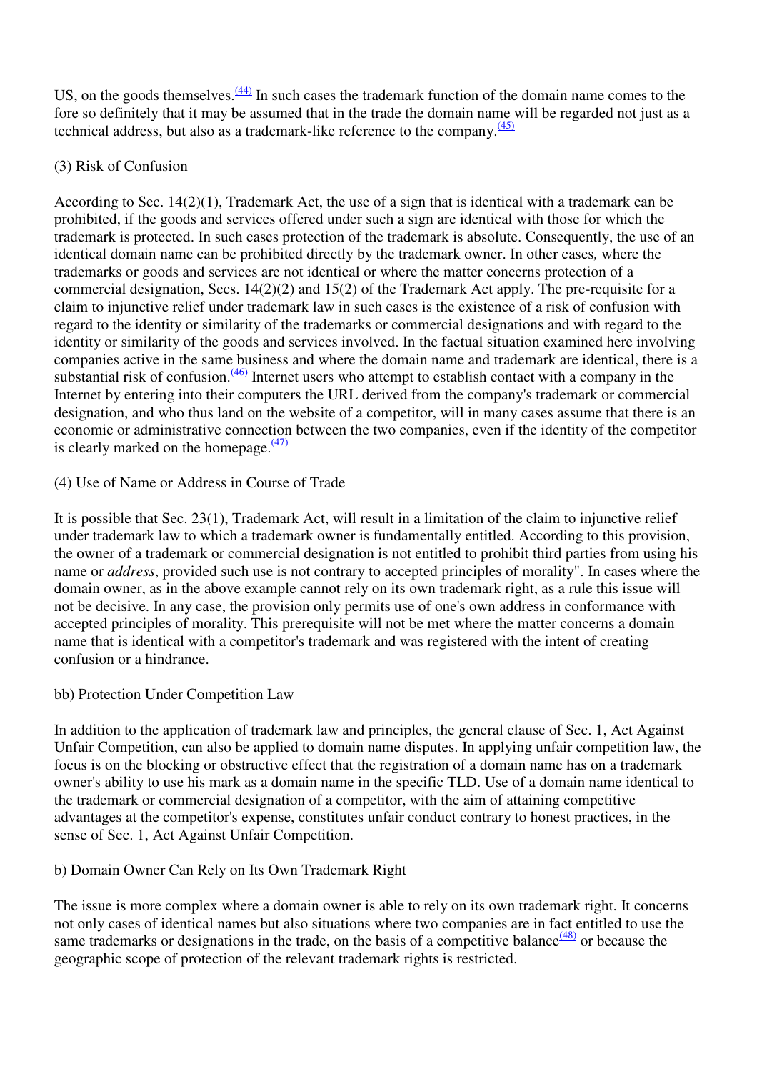US, on the goods themselves.[(44)] In such cases the trademark function of the domain name comes to the fore so definitely that it may be assumed that in the trade the domain name will be regarded not just as a technical address, but also as a trademark-like reference to the company.[(45)]

(3) Risk of Confusion

According to Sec. 14(2)(1), Trademark Act, the use of a sign that is identical with a trademark can be prohibited, if the goods and services offered under such a sign are identical with those for which the trademark is protected. In such cases protection of the trademark is absolute. Consequently, the use of an identical domain name can be prohibited directly by the trademark owner. In other cases*,* where the trademarks or goods and services are not identical or where the matter concerns protection of a commercial designation, Secs. 14(2)(2) and 15(2) of the Trademark Act apply. The pre-requisite for a claim to injunctive relief under trademark law in such cases is the existence of a risk of confusion with regard to the identity or similarity of the trademarks or commercial designations and with regard to the identity or similarity of the goods and services involved. In the factual situation examined here involving companies active in the same business and where the domain name and trademark are identical, there is a substantial risk of confusion.[(46)] Internet users who attempt to establish contact with a company in the Internet by entering into their computers the URL derived from the company's trademark or commercial designation, and who thus land on the website of a competitor, will in many cases assume that there is an economic or administrative connection between the two companies, even if the identity of the competitor is clearly marked on the homepage.[(47)]

(4) Use of Name or Address in Course of Trade

It is possible that Sec. 23(1), Trademark Act, will result in a limitation of the claim to injunctive relief under trademark law to which a trademark owner is fundamentally entitled. According to this provision, the owner of a trademark or commercial designation is not entitled to prohibit third parties from using his name or *address*, provided such use is not contrary to accepted principles of morality". In cases where the domain owner, as in the above example cannot rely on its own trademark right, as a rule this issue will not be decisive. In any case, the provision only permits use of one's own address in conformance with accepted principles of morality. This prerequisite will not be met where the matter concerns a domain name that is identical with a competitor's trademark and was registered with the intent of creating confusion or a hindrance.

bb) Protection Under Competition Law

In addition to the application of trademark law and principles, the general clause of Sec. 1, Act Against Unfair Competition, can also be applied to domain name disputes. In applying unfair competition law, the focus is on the blocking or obstructive effect that the registration of a domain name has on a trademark owner's ability to use his mark as a domain name in the specific TLD. Use of a domain name identical to the trademark or commercial designation of a competitor, with the aim of attaining competitive advantages at the competitor's expense, constitutes unfair conduct contrary to honest practices, in the sense of Sec. 1, Act Against Unfair Competition.

b) Domain Owner Can Rely on Its Own Trademark Right

The issue is more complex where a domain owner is able to rely on its own trademark right. It concerns not only cases of identical names but also situations where two companies are in fact entitled to use the same trademarks or designations in the trade, on the basis of a competitive balance[(48)] or because the geographic scope of protection of the relevant trademark rights is restricted.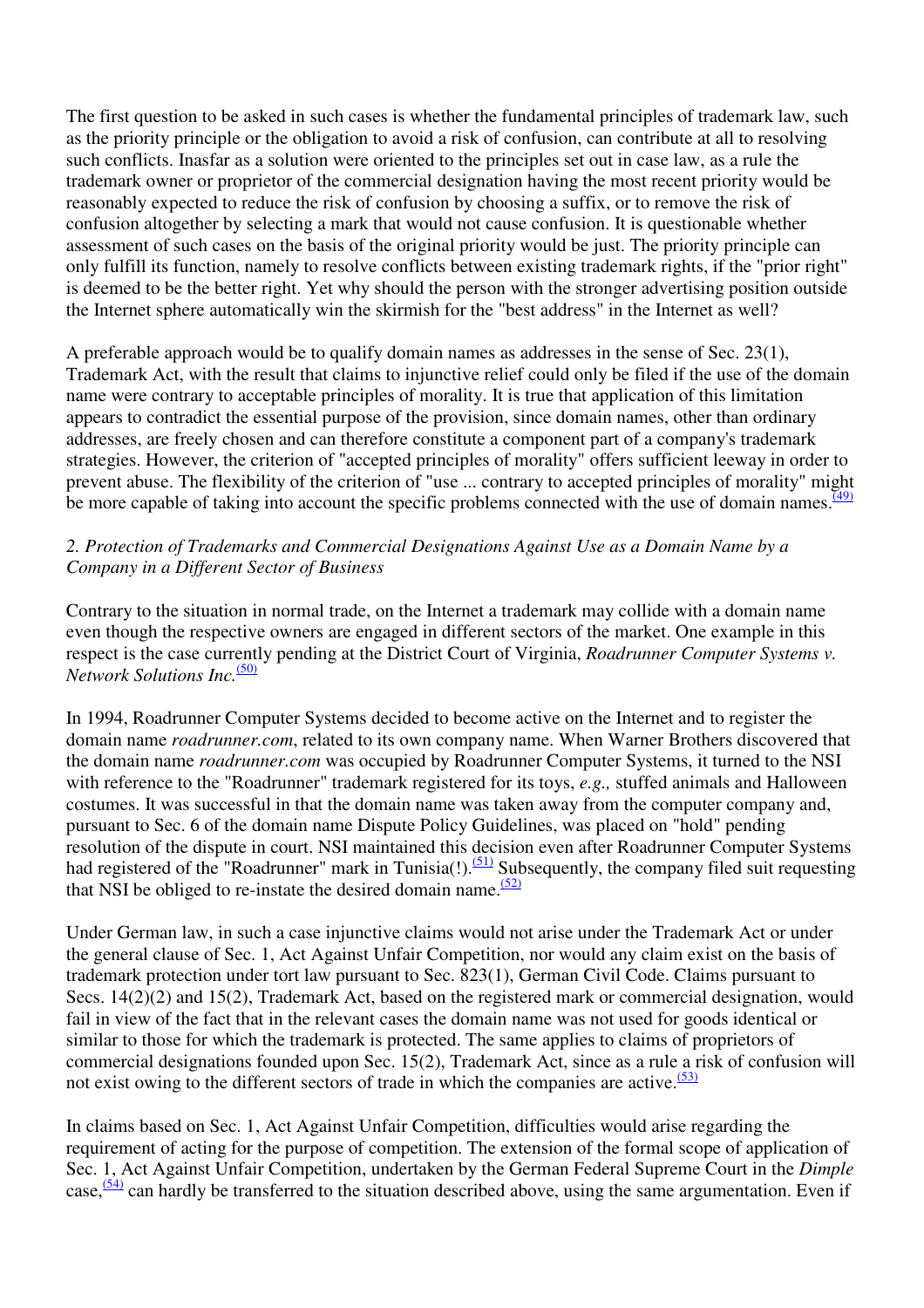The first question to be asked in such cases is whether the fundamental principles of trademark law, such as the priority principle or the obligation to avoid a risk of confusion, can contribute at all to resolving such conflicts. Inasfar as a solution were oriented to the principles set out in case law, as a rule the trademark owner or proprietor of the commercial designation having the most recent priority would be reasonably expected to reduce the risk of confusion by choosing a suffix, or to remove the risk of confusion altogether by selecting a mark that would not cause confusion. It is questionable whether assessment of such cases on the basis of the original priority would be just. The priority principle can only fulfill its function, namely to resolve conflicts between existing trademark rights, if the "prior right" is deemed to be the better right. Yet why should the person with the stronger advertising position outside the Internet sphere automatically win the skirmish for the "best address" in the Internet as well?

A preferable approach would be to qualify domain names as addresses in the sense of Sec. 23(1), Trademark Act, with the result that claims to injunctive relief could only be filed if the use of the domain name were contrary to acceptable principles of morality. It is true that application of this limitation appears to contradict the essential purpose of the provision, since domain names, other than ordinary addresses, are freely chosen and can therefore constitute a component part of a company's trademark strategies. However, the criterion of "accepted principles of morality" offers sufficient leeway in order to prevent abuse. The flexibility of the criterion of "use ... contrary to accepted principles of morality" might be more capable of taking into account the specific problems connected with the use of domain names.[(49)]

*2. Protection of Trademarks and Commercial Designations Against Use as a Domain Name by a Company in a Different Sector of Business*

Contrary to the situation in normal trade, on the Internet a trademark may collide with a domain name even though the respective owners are engaged in different sectors of the market. One example in this respect is the case currently pending at the District Court of Virginia, *Roadrunner Computer Systems v. Network Solutions Inc.*[(50)]

In 1994, Roadrunner Computer Systems decided to become active on the Internet and to register the domain name *roadrunner.com*, related to its own company name. When Warner Brothers discovered that the domain name *roadrunner.com* was occupied by Roadrunner Computer Systems, it turned to the NSI with reference to the "Roadrunner" trademark registered for its toys, *e.g.,* stuffed animals and Halloween costumes. It was successful in that the domain name was taken away from the computer company and, pursuant to Sec. 6 of the domain name Dispute Policy Guidelines, was placed on "hold" pending resolution of the dispute in court. NSI maintained this decision even after Roadrunner Computer Systems had registered of the "Roadrunner" mark in Tunisia(!).[(51)] Subsequently, the company filed suit requesting that NSI be obliged to re-instate the desired domain name.[(52)]

Under German law, in such a case injunctive claims would not arise under the Trademark Act or under the general clause of Sec. 1, Act Against Unfair Competition, nor would any claim exist on the basis of trademark protection under tort law pursuant to Sec. 823(1), German Civil Code. Claims pursuant to Secs. 14(2)(2) and 15(2), Trademark Act, based on the registered mark or commercial designation, would fail in view of the fact that in the relevant cases the domain name was not used for goods identical or similar to those for which the trademark is protected. The same applies to claims of proprietors of commercial designations founded upon Sec. 15(2), Trademark Act, since as a rule a risk of confusion will not exist owing to the different sectors of trade in which the companies are active.[(53)]

In claims based on Sec. 1, Act Against Unfair Competition, difficulties would arise regarding the requirement of acting for the purpose of competition. The extension of the formal scope of application of Sec. 1, Act Against Unfair Competition, undertaken by the German Federal Supreme Court in the *Dimple* case,[(54)] can hardly be transferred to the situation described above, using the same argumentation. Even if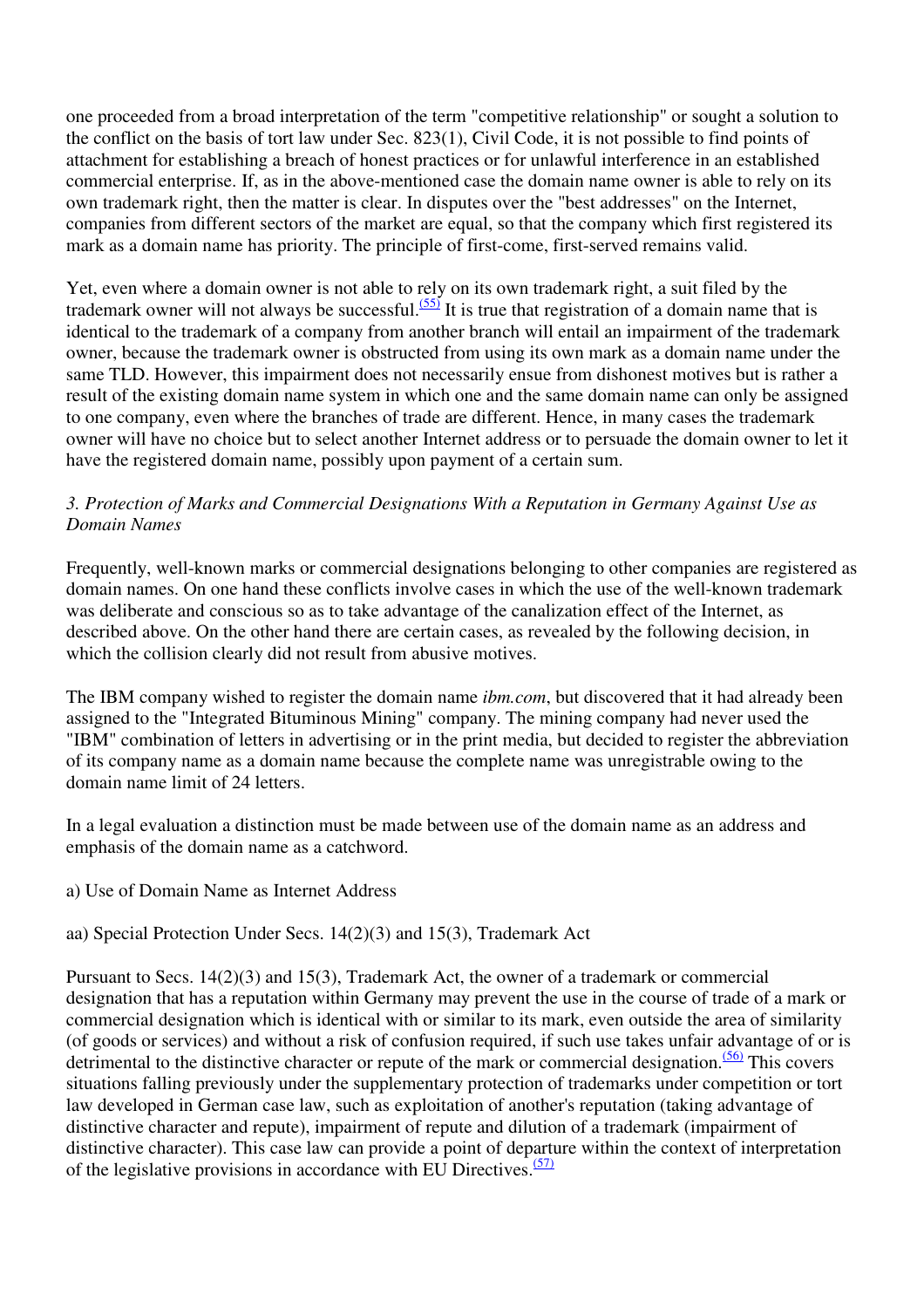one proceeded from a broad interpretation of the term "competitive relationship" or sought a solution to the conflict on the basis of tort law under Sec. 823(1), Civil Code, it is not possible to find points of attachment for establishing a breach of honest practices or for unlawful interference in an established commercial enterprise. If, as in the above-mentioned case the domain name owner is able to rely on its own trademark right, then the matter is clear. In disputes over the "best addresses" on the Internet, companies from different sectors of the market are equal, so that the company which first registered its mark as a domain name has priority. The principle of first-come, first-served remains valid.

Yet, even where a domain owner is not able to rely on its own trademark right, a suit filed by the trademark owner will not always be successful.[(55)] It is true that registration of a domain name that is identical to the trademark of a company from another branch will entail an impairment of the trademark owner, because the trademark owner is obstructed from using its own mark as a domain name under the same TLD. However, this impairment does not necessarily ensue from dishonest motives but is rather a result of the existing domain name system in which one and the same domain name can only be assigned to one company, even where the branches of trade are different. Hence, in many cases the trademark owner will have no choice but to select another Internet address or to persuade the domain owner to let it have the registered domain name, possibly upon payment of a certain sum.

*3. Protection of Marks and Commercial Designations With a Reputation in Germany Against Use as Domain Names*

Frequently, well-known marks or commercial designations belonging to other companies are registered as domain names. On one hand these conflicts involve cases in which the use of the well-known trademark was deliberate and conscious so as to take advantage of the canalization effect of the Internet, as described above. On the other hand there are certain cases, as revealed by the following decision, in which the collision clearly did not result from abusive motives.

The IBM company wished to register the domain name *ibm.com*, but discovered that it had already been assigned to the "Integrated Bituminous Mining" company. The mining company had never used the "IBM" combination of letters in advertising or in the print media, but decided to register the abbreviation of its company name as a domain name because the complete name was unregistrable owing to the domain name limit of 24 letters.

In a legal evaluation a distinction must be made between use of the domain name as an address and emphasis of the domain name as a catchword.

a) Use of Domain Name as Internet Address

aa) Special Protection Under Secs. 14(2)(3) and 15(3), Trademark Act

Pursuant to Secs. 14(2)(3) and 15(3), Trademark Act, the owner of a trademark or commercial designation that has a reputation within Germany may prevent the use in the course of trade of a mark or commercial designation which is identical with or similar to its mark, even outside the area of similarity (of goods or services) and without a risk of confusion required, if such use takes unfair advantage of or is detrimental to the distinctive character or repute of the mark or commercial designation.[(56)] This covers situations falling previously under the supplementary protection of trademarks under competition or tort law developed in German case law, such as exploitation of another's reputation (taking advantage of distinctive character and repute), impairment of repute and dilution of a trademark (impairment of distinctive character). This case law can provide a point of departure within the context of interpretation of the legislative provisions in accordance with EU Directives.[(57)]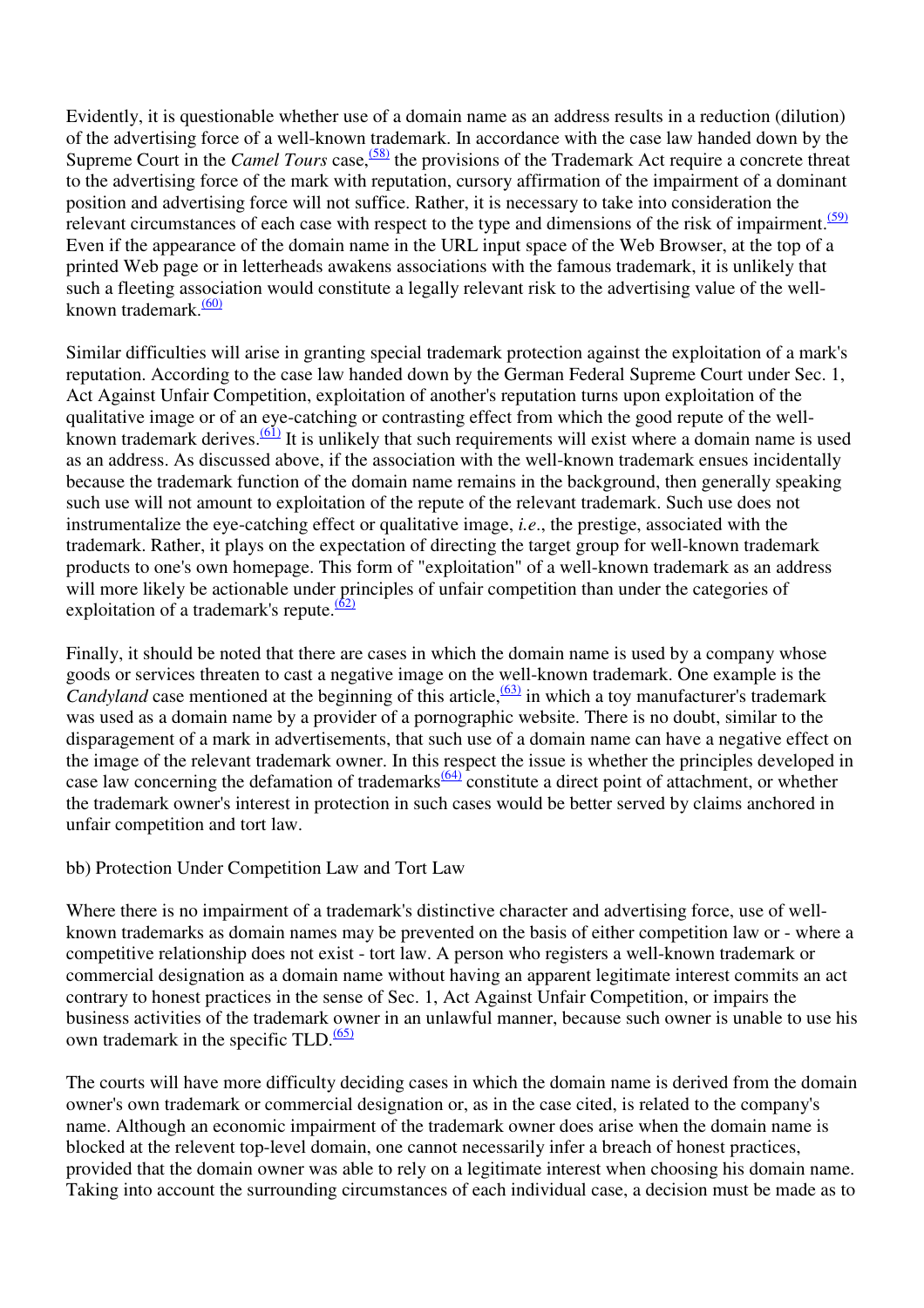Evidently, it is questionable whether use of a domain name as an address results in a reduction (dilution) of the advertising force of a well-known trademark. In accordance with the case law handed down by the Supreme Court in the *Camel Tours* case,[(58)] the provisions of the Trademark Act require a concrete threat to the advertising force of the mark with reputation, cursory affirmation of the impairment of a dominant position and advertising force will not suffice. Rather, it is necessary to take into consideration the relevant circumstances of each case with respect to the type and dimensions of the risk of impairment.[(59)] Even if the appearance of the domain name in the URL input space of the Web Browser, at the top of a printed Web page or in letterheads awakens associations with the famous trademark, it is unlikely that such a fleeting association would constitute a legally relevant risk to the advertising value of the well-known trademark.[(60)]

Similar difficulties will arise in granting special trademark protection against the exploitation of a mark's reputation. According to the case law handed down by the German Federal Supreme Court under Sec. 1, Act Against Unfair Competition, exploitation of another's reputation turns upon exploitation of the qualitative image or of an eye-catching or contrasting effect from which the good repute of the well-known trademark derives.[(61)] It is unlikely that such requirements will exist where a domain name is used as an address. As discussed above, if the association with the well-known trademark ensues incidentally because the trademark function of the domain name remains in the background, then generally speaking such use will not amount to exploitation of the repute of the relevant trademark. Such use does not instrumentalize the eye-catching effect or qualitative image, *i.e*., the prestige, associated with the trademark. Rather, it plays on the expectation of directing the target group for well-known trademark products to one's own homepage. This form of "exploitation" of a well-known trademark as an address will more likely be actionable under principles of unfair competition than under the categories of exploitation of a trademark's repute.[(62)]

Finally, it should be noted that there are cases in which the domain name is used by a company whose goods or services threaten to cast a negative image on the well-known trademark. One example is the *Candyland* case mentioned at the beginning of this article,[(63)] in which a toy manufacturer's trademark was used as a domain name by a provider of a pornographic website. There is no doubt, similar to the disparagement of a mark in advertisements, that such use of a domain name can have a negative effect on the image of the relevant trademark owner. In this respect the issue is whether the principles developed in case law concerning the defamation of trademarks[(64)] constitute a direct point of attachment, or whether the trademark owner's interest in protection in such cases would be better served by claims anchored in unfair competition and tort law.

bb) Protection Under Competition Law and Tort Law

Where there is no impairment of a trademark's distinctive character and advertising force, use of well-known trademarks as domain names may be prevented on the basis of either competition law or - where a competitive relationship does not exist - tort law. A person who registers a well-known trademark or commercial designation as a domain name without having an apparent legitimate interest commits an act contrary to honest practices in the sense of Sec. 1, Act Against Unfair Competition, or impairs the business activities of the trademark owner in an unlawful manner, because such owner is unable to use his own trademark in the specific TLD.[(65)]

The courts will have more difficulty deciding cases in which the domain name is derived from the domain owner's own trademark or commercial designation or, as in the case cited, is related to the company's name. Although an economic impairment of the trademark owner does arise when the domain name is blocked at the relevent top-level domain, one cannot necessarily infer a breach of honest practices, provided that the domain owner was able to rely on a legitimate interest when choosing his domain name. Taking into account the surrounding circumstances of each individual case, a decision must be made as to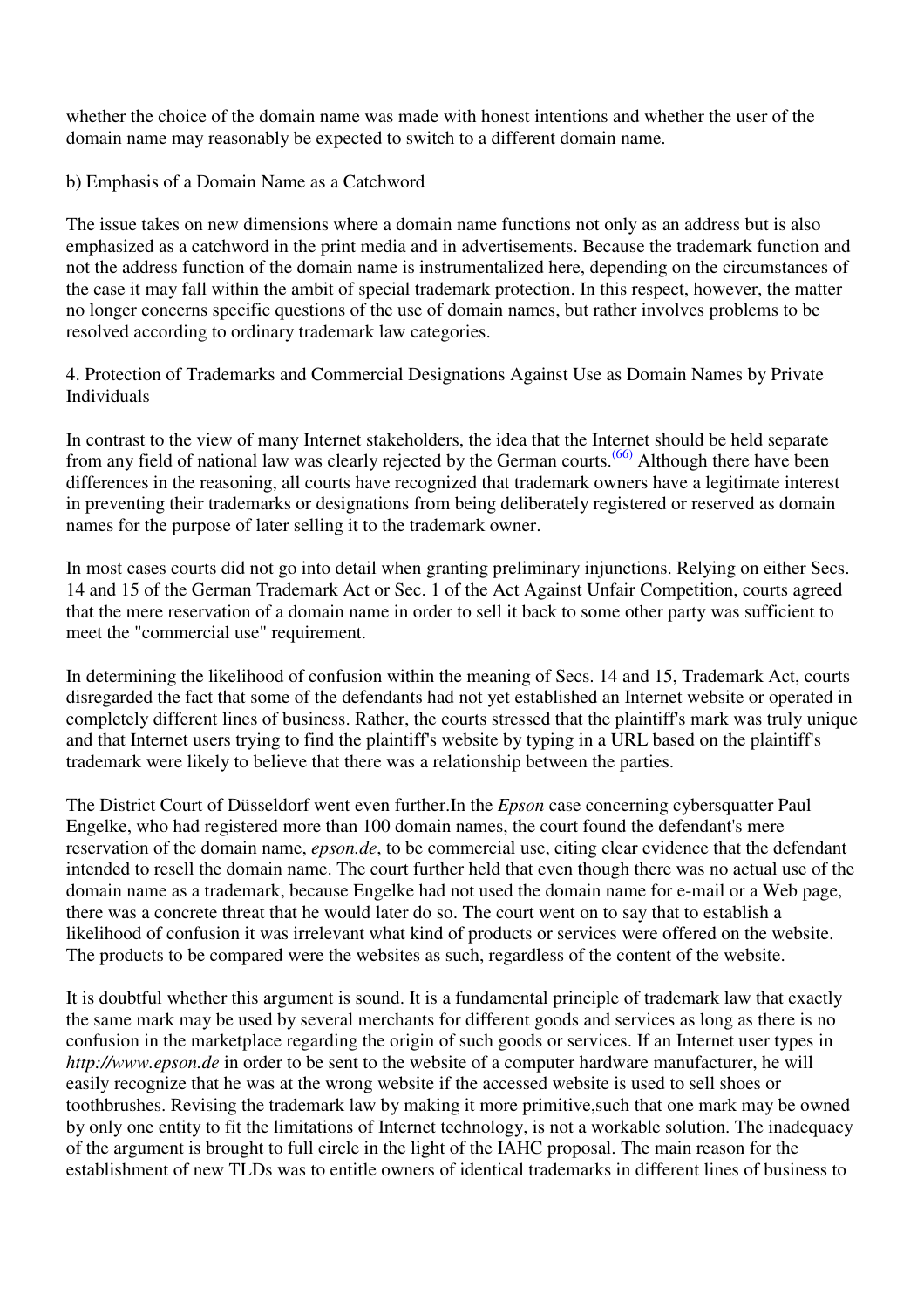whether the choice of the domain name was made with honest intentions and whether the user of the domain name may reasonably be expected to switch to a different domain name.

b) Emphasis of a Domain Name as a Catchword

The issue takes on new dimensions where a domain name functions not only as an address but is also emphasized as a catchword in the print media and in advertisements. Because the trademark function and not the address function of the domain name is instrumentalized here, depending on the circumstances of the case it may fall within the ambit of special trademark protection. In this respect, however, the matter no longer concerns specific questions of the use of domain names, but rather involves problems to be resolved according to ordinary trademark law categories.

4. Protection of Trademarks and Commercial Designations Against Use as Domain Names by Private Individuals

In contrast to the view of many Internet stakeholders, the idea that the Internet should be held separate from any field of national law was clearly rejected by the German courts.[66] Although there have been differences in the reasoning, all courts have recognized that trademark owners have a legitimate interest in preventing their trademarks or designations from being deliberately registered or reserved as domain names for the purpose of later selling it to the trademark owner.

In most cases courts did not go into detail when granting preliminary injunctions. Relying on either Secs. 14 and 15 of the German Trademark Act or Sec. 1 of the Act Against Unfair Competition, courts agreed that the mere reservation of a domain name in order to sell it back to some other party was sufficient to meet the "commercial use" requirement.

In determining the likelihood of confusion within the meaning of Secs. 14 and 15, Trademark Act, courts disregarded the fact that some of the defendants had not yet established an Internet website or operated in completely different lines of business. Rather, the courts stressed that the plaintiff's mark was truly unique and that Internet users trying to find the plaintiff's website by typing in a URL based on the plaintiff's trademark were likely to believe that there was a relationship between the parties.

The District Court of Düsseldorf went even further.In the *Epson* case concerning cybersquatter Paul Engelke, who had registered more than 100 domain names, the court found the defendant's mere reservation of the domain name, *epson.de*, to be commercial use, citing clear evidence that the defendant intended to resell the domain name. The court further held that even though there was no actual use of the domain name as a trademark, because Engelke had not used the domain name for e-mail or a Web page, there was a concrete threat that he would later do so. The court went on to say that to establish a likelihood of confusion it was irrelevant what kind of products or services were offered on the website. The products to be compared were the websites as such, regardless of the content of the website.

It is doubtful whether this argument is sound. It is a fundamental principle of trademark law that exactly the same mark may be used by several merchants for different goods and services as long as there is no confusion in the marketplace regarding the origin of such goods or services. If an Internet user types in *http://www.epson.de* in order to be sent to the website of a computer hardware manufacturer, he will easily recognize that he was at the wrong website if the accessed website is used to sell shoes or toothbrushes. Revising the trademark law by making it more primitive,such that one mark may be owned by only one entity to fit the limitations of Internet technology, is not a workable solution. The inadequacy of the argument is brought to full circle in the light of the IAHC proposal. The main reason for the establishment of new TLDs was to entitle owners of identical trademarks in different lines of business to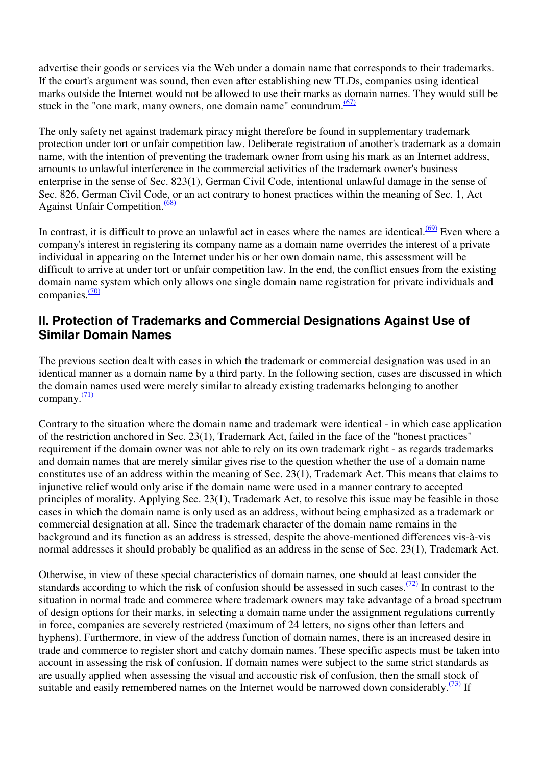advertise their goods or services via the Web under a domain name that corresponds to their trademarks. If the court's argument was sound, then even after establishing new TLDs, companies using identical marks outside the Internet would not be allowed to use their marks as domain names. They would still be stuck in the "one mark, many owners, one domain name" conundrum.[(67)]

The only safety net against trademark piracy might therefore be found in supplementary trademark protection under tort or unfair competition law. Deliberate registration of another's trademark as a domain name, with the intention of preventing the trademark owner from using his mark as an Internet address, amounts to unlawful interference in the commercial activities of the trademark owner's business enterprise in the sense of Sec. 823(1), German Civil Code, intentional unlawful damage in the sense of Sec. 826, German Civil Code, or an act contrary to honest practices within the meaning of Sec. 1, Act Against Unfair Competition.[(68)]

In contrast, it is difficult to prove an unlawful act in cases where the names are identical.[(69)] Even where a company's interest in registering its company name as a domain name overrides the interest of a private individual in appearing on the Internet under his or her own domain name, this assessment will be difficult to arrive at under tort or unfair competition law. In the end, the conflict ensues from the existing domain name system which only allows one single domain name registration for private individuals and companies.[(70)]

## II. Protection of Trademarks and Commercial Designations Against Use of Similar Domain Names

The previous section dealt with cases in which the trademark or commercial designation was used in an identical manner as a domain name by a third party. In the following section, cases are discussed in which the domain names used were merely similar to already existing trademarks belonging to another company.[(71)]

Contrary to the situation where the domain name and trademark were identical - in which case application of the restriction anchored in Sec. 23(1), Trademark Act, failed in the face of the "honest practices" requirement if the domain owner was not able to rely on its own trademark right - as regards trademarks and domain names that are merely similar gives rise to the question whether the use of a domain name constitutes use of an address within the meaning of Sec. 23(1), Trademark Act. This means that claims to injunctive relief would only arise if the domain name were used in a manner contrary to accepted principles of morality. Applying Sec. 23(1), Trademark Act, to resolve this issue may be feasible in those cases in which the domain name is only used as an address, without being emphasized as a trademark or commercial designation at all. Since the trademark character of the domain name remains in the background and its function as an address is stressed, despite the above-mentioned differences vis-à-vis normal addresses it should probably be qualified as an address in the sense of Sec. 23(1), Trademark Act.

Otherwise, in view of these special characteristics of domain names, one should at least consider the standards according to which the risk of confusion should be assessed in such cases.[(72)] In contrast to the situation in normal trade and commerce where trademark owners may take advantage of a broad spectrum of design options for their marks, in selecting a domain name under the assignment regulations currently in force, companies are severely restricted (maximum of 24 letters, no signs other than letters and hyphens). Furthermore, in view of the address function of domain names, there is an increased desire in trade and commerce to register short and catchy domain names. These specific aspects must be taken into account in assessing the risk of confusion. If domain names were subject to the same strict standards as are usually applied when assessing the visual and accoustic risk of confusion, then the small stock of suitable and easily remembered names on the Internet would be narrowed down considerably.[(73)] If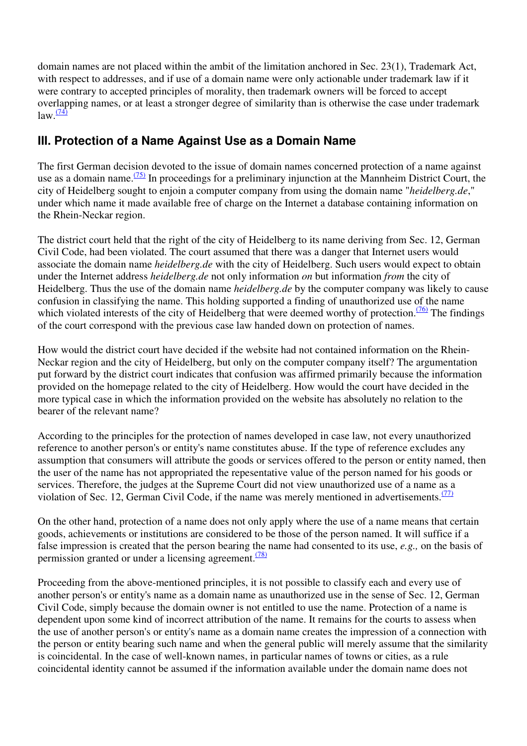domain names are not placed within the ambit of the limitation anchored in Sec. 23(1), Trademark Act, with respect to addresses, and if use of a domain name were only actionable under trademark law if it were contrary to accepted principles of morality, then trademark owners will be forced to accept overlapping names, or at least a stronger degree of similarity than is otherwise the case under trademark law.[(74)]

## III. Protection of a Name Against Use as a Domain Name

The first German decision devoted to the issue of domain names concerned protection of a name against use as a domain name.[(75)] In proceedings for a preliminary injunction at the Mannheim District Court, the city of Heidelberg sought to enjoin a computer company from using the domain name "*heidelberg.de*," under which name it made available free of charge on the Internet a database containing information on the Rhein-Neckar region.

The district court held that the right of the city of Heidelberg to its name deriving from Sec. 12, German Civil Code, had been violated. The court assumed that there was a danger that Internet users would associate the domain name *heidelberg.de* with the city of Heidelberg. Such users would expect to obtain under the Internet address *heidelberg.de* not only information *on* but information *from* the city of Heidelberg. Thus the use of the domain name *heidelberg.de* by the computer company was likely to cause confusion in classifying the name. This holding supported a finding of unauthorized use of the name which violated interests of the city of Heidelberg that were deemed worthy of protection.[(76)] The findings of the court correspond with the previous case law handed down on protection of names.

How would the district court have decided if the website had not contained information on the Rhein-Neckar region and the city of Heidelberg, but only on the computer company itself? The argumentation put forward by the district court indicates that confusion was affirmed primarily because the information provided on the homepage related to the city of Heidelberg. How would the court have decided in the more typical case in which the information provided on the website has absolutely no relation to the bearer of the relevant name?

According to the principles for the protection of names developed in case law, not every unauthorized reference to another person's or entity's name constitutes abuse. If the type of reference excludes any assumption that consumers will attribute the goods or services offered to the person or entity named, then the user of the name has not appropriated the repesentative value of the person named for his goods or services. Therefore, the judges at the Supreme Court did not view unauthorized use of a name as a violation of Sec. 12, German Civil Code, if the name was merely mentioned in advertisements.[(77)]

On the other hand, protection of a name does not only apply where the use of a name means that certain goods, achievements or institutions are considered to be those of the person named. It will suffice if a false impression is created that the person bearing the name had consented to its use, *e.g.,* on the basis of permission granted or under a licensing agreement.[(78)]

Proceeding from the above-mentioned principles, it is not possible to classify each and every use of another person's or entity's name as a domain name as unauthorized use in the sense of Sec. 12, German Civil Code, simply because the domain owner is not entitled to use the name. Protection of a name is dependent upon some kind of incorrect attribution of the name. It remains for the courts to assess when the use of another person's or entity's name as a domain name creates the impression of a connection with the person or entity bearing such name and when the general public will merely assume that the similarity is coincidental. In the case of well-known names, in particular names of towns or cities, as a rule coincidental identity cannot be assumed if the information available under the domain name does not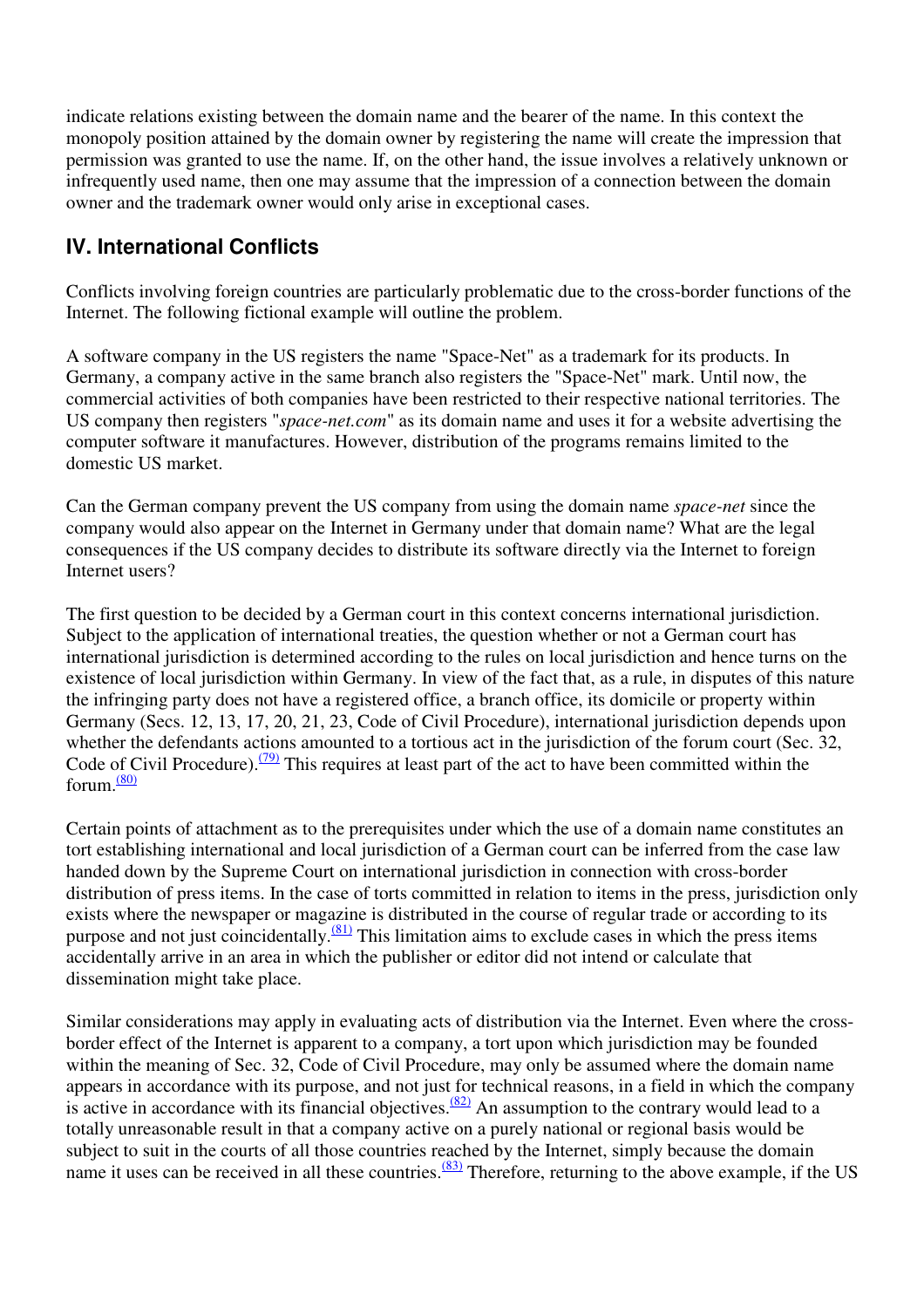indicate relations existing between the domain name and the bearer of the name. In this context the monopoly position attained by the domain owner by registering the name will create the impression that permission was granted to use the name. If, on the other hand, the issue involves a relatively unknown or infrequently used name, then one may assume that the impression of a connection between the domain owner and the trademark owner would only arise in exceptional cases.

## IV. International Conflicts

Conflicts involving foreign countries are particularly problematic due to the cross-border functions of the Internet. The following fictional example will outline the problem.

A software company in the US registers the name "Space-Net" as a trademark for its products. In Germany, a company active in the same branch also registers the "Space-Net" mark. Until now, the commercial activities of both companies have been restricted to their respective national territories. The US company then registers "*space-net.com*" as its domain name and uses it for a website advertising the computer software it manufactures. However, distribution of the programs remains limited to the domestic US market.

Can the German company prevent the US company from using the domain name *space-net* since the company would also appear on the Internet in Germany under that domain name? What are the legal consequences if the US company decides to distribute its software directly via the Internet to foreign Internet users?

The first question to be decided by a German court in this context concerns international jurisdiction. Subject to the application of international treaties, the question whether or not a German court has international jurisdiction is determined according to the rules on local jurisdiction and hence turns on the existence of local jurisdiction within Germany. In view of the fact that, as a rule, in disputes of this nature the infringing party does not have a registered office, a branch office, its domicile or property within Germany (Secs. 12, 13, 17, 20, 21, 23, Code of Civil Procedure), international jurisdiction depends upon whether the defendants actions amounted to a tortious act in the jurisdiction of the forum court (Sec. 32, Code of Civil Procedure).[(79)] This requires at least part of the act to have been committed within the forum.[(80)]

Certain points of attachment as to the prerequisites under which the use of a domain name constitutes an tort establishing international and local jurisdiction of a German court can be inferred from the case law handed down by the Supreme Court on international jurisdiction in connection with cross-border distribution of press items. In the case of torts committed in relation to items in the press, jurisdiction only exists where the newspaper or magazine is distributed in the course of regular trade or according to its purpose and not just coincidentally.[(81)] This limitation aims to exclude cases in which the press items accidentally arrive in an area in which the publisher or editor did not intend or calculate that dissemination might take place.

Similar considerations may apply in evaluating acts of distribution via the Internet. Even where the cross-border effect of the Internet is apparent to a company, a tort upon which jurisdiction may be founded within the meaning of Sec. 32, Code of Civil Procedure, may only be assumed where the domain name appears in accordance with its purpose, and not just for technical reasons, in a field in which the company is active in accordance with its financial objectives.[(82)] An assumption to the contrary would lead to a totally unreasonable result in that a company active on a purely national or regional basis would be subject to suit in the courts of all those countries reached by the Internet, simply because the domain name it uses can be received in all these countries.[(83)] Therefore, returning to the above example, if the US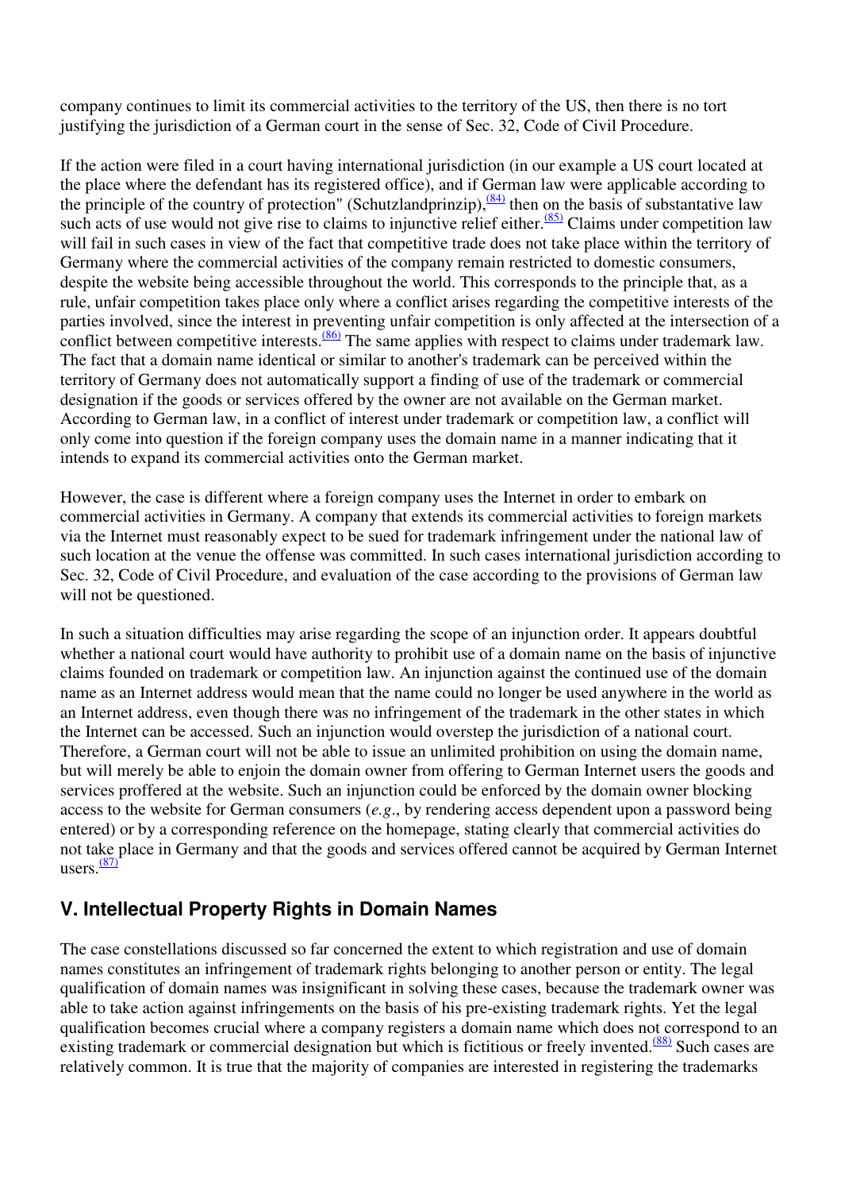company continues to limit its commercial activities to the territory of the US, then there is no tort justifying the jurisdiction of a German court in the sense of Sec. 32, Code of Civil Procedure.

If the action were filed in a court having international jurisdiction (in our example a US court located at the place where the defendant has its registered office), and if German law were applicable according to the principle of the country of protection" (Schutzlandprinzip),[(84)] then on the basis of substantative law such acts of use would not give rise to claims to injunctive relief either.[(85)] Claims under competition law will fail in such cases in view of the fact that competitive trade does not take place within the territory of Germany where the commercial activities of the company remain restricted to domestic consumers, despite the website being accessible throughout the world. This corresponds to the principle that, as a rule, unfair competition takes place only where a conflict arises regarding the competitive interests of the parties involved, since the interest in preventing unfair competition is only affected at the intersection of a conflict between competitive interests.[(86)] The same applies with respect to claims under trademark law. The fact that a domain name identical or similar to another's trademark can be perceived within the territory of Germany does not automatically support a finding of use of the trademark or commercial designation if the goods or services offered by the owner are not available on the German market. According to German law, in a conflict of interest under trademark or competition law, a conflict will only come into question if the foreign company uses the domain name in a manner indicating that it intends to expand its commercial activities onto the German market.

However, the case is different where a foreign company uses the Internet in order to embark on commercial activities in Germany. A company that extends its commercial activities to foreign markets via the Internet must reasonably expect to be sued for trademark infringement under the national law of such location at the venue the offense was committed. In such cases international jurisdiction according to Sec. 32, Code of Civil Procedure, and evaluation of the case according to the provisions of German law will not be questioned.

In such a situation difficulties may arise regarding the scope of an injunction order. It appears doubtful whether a national court would have authority to prohibit use of a domain name on the basis of injunctive claims founded on trademark or competition law. An injunction against the continued use of the domain name as an Internet address would mean that the name could no longer be used anywhere in the world as an Internet address, even though there was no infringement of the trademark in the other states in which the Internet can be accessed. Such an injunction would overstep the jurisdiction of a national court. Therefore, a German court will not be able to issue an unlimited prohibition on using the domain name, but will merely be able to enjoin the domain owner from offering to German Internet users the goods and services proffered at the website. Such an injunction could be enforced by the domain owner blocking access to the website for German consumers (*e.g*., by rendering access dependent upon a password being entered) or by a corresponding reference on the homepage, stating clearly that commercial activities do not take place in Germany and that the goods and services offered cannot be acquired by German Internet users.[(87)]

## V. Intellectual Property Rights in Domain Names

The case constellations discussed so far concerned the extent to which registration and use of domain names constitutes an infringement of trademark rights belonging to another person or entity. The legal qualification of domain names was insignificant in solving these cases, because the trademark owner was able to take action against infringements on the basis of his pre-existing trademark rights. Yet the legal qualification becomes crucial where a company registers a domain name which does not correspond to an existing trademark or commercial designation but which is fictitious or freely invented.[(88)] Such cases are relatively common. It is true that the majority of companies are interested in registering the trademarks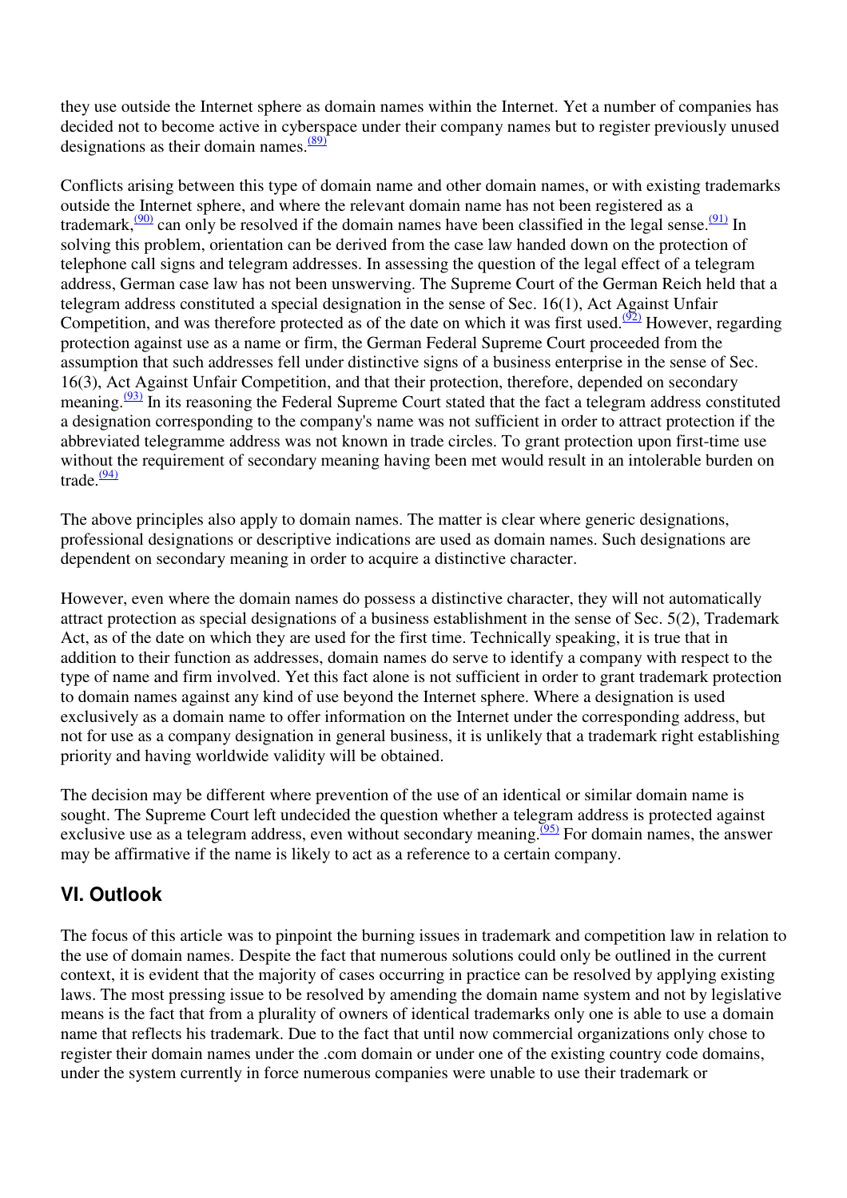they use outside the Internet sphere as domain names within the Internet. Yet a number of companies has decided not to become active in cyberspace under their company names but to register previously unused designations as their domain names.[(89)]

Conflicts arising between this type of domain name and other domain names, or with existing trademarks outside the Internet sphere, and where the relevant domain name has not been registered as a trademark,[(90)] can only be resolved if the domain names have been classified in the legal sense.[(91)] In solving this problem, orientation can be derived from the case law handed down on the protection of telephone call signs and telegram addresses. In assessing the question of the legal effect of a telegram address, German case law has not been unswerving. The Supreme Court of the German Reich held that a telegram address constituted a special designation in the sense of Sec. 16(1), Act Against Unfair Competition, and was therefore protected as of the date on which it was first used.[(92)] However, regarding protection against use as a name or firm, the German Federal Supreme Court proceeded from the assumption that such addresses fell under distinctive signs of a business enterprise in the sense of Sec. 16(3), Act Against Unfair Competition, and that their protection, therefore, depended on secondary meaning.[(93)] In its reasoning the Federal Supreme Court stated that the fact a telegram address constituted a designation corresponding to the company's name was not sufficient in order to attract protection if the abbreviated telegramme address was not known in trade circles. To grant protection upon first-time use without the requirement of secondary meaning having been met would result in an intolerable burden on trade.[(94)]

The above principles also apply to domain names. The matter is clear where generic designations, professional designations or descriptive indications are used as domain names. Such designations are dependent on secondary meaning in order to acquire a distinctive character.

However, even where the domain names do possess a distinctive character, they will not automatically attract protection as special designations of a business establishment in the sense of Sec. 5(2), Trademark Act, as of the date on which they are used for the first time. Technically speaking, it is true that in addition to their function as addresses, domain names do serve to identify a company with respect to the type of name and firm involved. Yet this fact alone is not sufficient in order to grant trademark protection to domain names against any kind of use beyond the Internet sphere. Where a designation is used exclusively as a domain name to offer information on the Internet under the corresponding address, but not for use as a company designation in general business, it is unlikely that a trademark right establishing priority and having worldwide validity will be obtained.

The decision may be different where prevention of the use of an identical or similar domain name is sought. The Supreme Court left undecided the question whether a telegram address is protected against exclusive use as a telegram address, even without secondary meaning.[(95)] For domain names, the answer may be affirmative if the name is likely to act as a reference to a certain company.

## VI. Outlook

The focus of this article was to pinpoint the burning issues in trademark and competition law in relation to the use of domain names. Despite the fact that numerous solutions could only be outlined in the current context, it is evident that the majority of cases occurring in practice can be resolved by applying existing laws. The most pressing issue to be resolved by amending the domain name system and not by legislative means is the fact that from a plurality of owners of identical trademarks only one is able to use a domain name that reflects his trademark. Due to the fact that until now commercial organizations only chose to register their domain names under the .com domain or under one of the existing country code domains, under the system currently in force numerous companies were unable to use their trademark or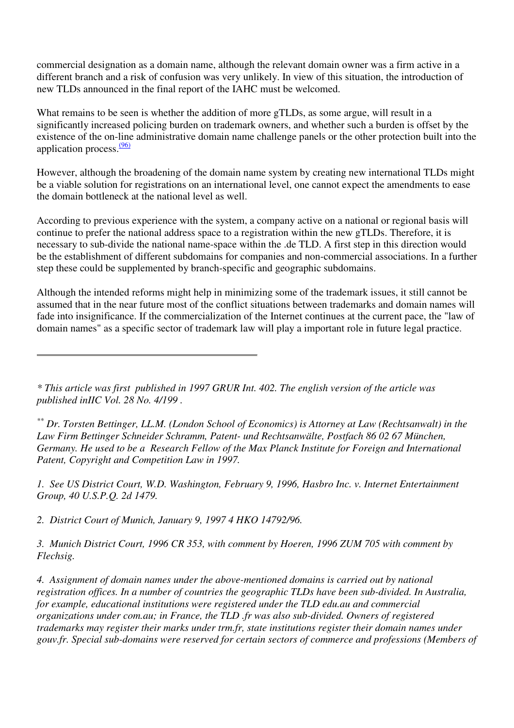commercial designation as a domain name, although the relevant domain owner was a firm active in a different branch and a risk of confusion was very unlikely. In view of this situation, the introduction of new TLDs announced in the final report of the IAHC must be welcomed.

What remains to be seen is whether the addition of more gTLDs, as some argue, will result in a significantly increased policing burden on trademark owners, and whether such a burden is offset by the existence of the on-line administrative domain name challenge panels or the other protection built into the application process.[(96)]

However, although the broadening of the domain name system by creating new international TLDs might be a viable solution for registrations on an international level, one cannot expect the amendments to ease the domain bottleneck at the national level as well.

According to previous experience with the system, a company active on a national or regional basis will continue to prefer the national address space to a registration within the new gTLDs. Therefore, it is necessary to sub-divide the national name-space within the .de TLD. A first step in this direction would be the establishment of different subdomains for companies and non-commercial associations. In a further step these could be supplemented by branch-specific and geographic subdomains.

Although the intended reforms might help in minimizing some of the trademark issues, it still cannot be assumed that in the near future most of the conflict situations between trademarks and domain names will fade into insignificance. If the commercialization of the Internet continues at the current pace, the "law of domain names" as a specific sector of trademark law will play a important role in future legal practice.

---

*\* This article was first  published in 1997 GRUR Int. 402. The english version of the article was published inIIC Vol. 28 No. 4/199 .*

*[**] Dr. Torsten Bettinger, LL.M. (London School of Economics) is Attorney at Law (Rechtsanwalt) in the Law Firm Bettinger Schneider Schramm, Patent- und Rechtsanwälte, Postfach 86 02 67 München, Germany. He used to be a  Research Fellow of the Max Planck Institute for Foreign and International Patent, Copyright and Competition Law in 1997.*

*1.  See US District Court, W.D. Washington, February 9, 1996, Hasbro Inc. v. Internet Entertainment Group, 40 U.S.P.Q. 2d 1479.*

*2.  District Court of Munich, January 9, 1997 4 HKO 14792/96.*

*3.  Munich District Court, 1996 CR 353, with comment by Hoeren, 1996 ZUM 705 with comment by Flechsig.*

*4.  Assignment of domain names under the above-mentioned domains is carried out by national registration offices. In a number of countries the geographic TLDs have been sub-divided. In Australia, for example, educational institutions were registered under the TLD edu.au and commercial organizations under com.au; in France, the TLD .fr was also sub-divided. Owners of registered trademarks may register their marks under trm.fr, state institutions register their domain names under gouv.fr. Special sub-domains were reserved for certain sectors of commerce and professions (Members of*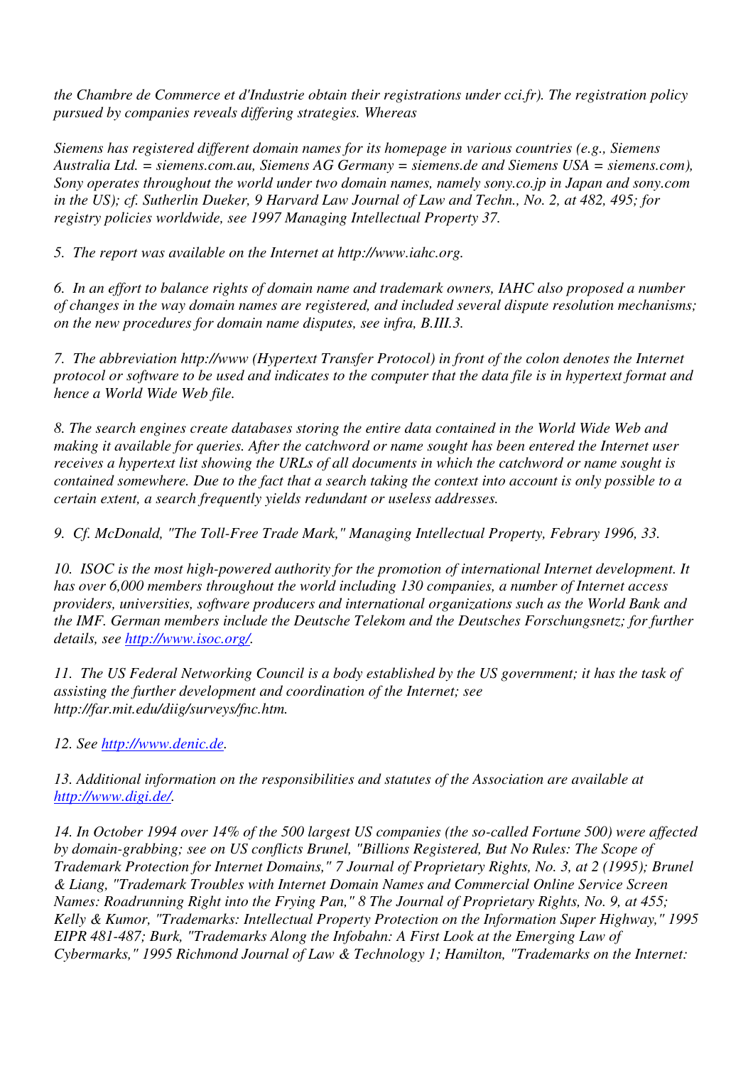*the Chambre de Commerce et d'Industrie obtain their registrations under cci.fr). The registration policy pursued by companies reveals differing strategies. Whereas*

*Siemens has registered different domain names for its homepage in various countries (e.g., Siemens Australia Ltd. = siemens.com.au, Siemens AG Germany = siemens.de and Siemens USA = siemens.com), Sony operates throughout the world under two domain names, namely sony.co.jp in Japan and sony.com in the US); cf. Sutherlin Dueker, 9 Harvard Law Journal of Law and Techn., No. 2, at 482, 495; for registry policies worldwide, see 1997 Managing Intellectual Property 37.*

*5. The report was available on the Internet at http://www.iahc.org.*

*6. In an effort to balance rights of domain name and trademark owners, IAHC also proposed a number of changes in the way domain names are registered, and included several dispute resolution mechanisms; on the new procedures for domain name disputes, see infra, B.III.3.*

*7. The abbreviation http://www (Hypertext Transfer Protocol) in front of the colon denotes the Internet protocol or software to be used and indicates to the computer that the data file is in hypertext format and hence a World Wide Web file.*

*8. The search engines create databases storing the entire data contained in the World Wide Web and making it available for queries. After the catchword or name sought has been entered the Internet user receives a hypertext list showing the URLs of all documents in which the catchword or name sought is contained somewhere. Due to the fact that a search taking the context into account is only possible to a certain extent, a search frequently yields redundant or useless addresses.*

*9. Cf. McDonald, "The Toll-Free Trade Mark," Managing Intellectual Property, Febrary 1996, 33.*

*10. ISOC is the most high-powered authority for the promotion of international Internet development. It has over 6,000 members throughout the world including 130 companies, a number of Internet access providers, universities, software producers and international organizations such as the World Bank and the IMF. German members include the Deutsche Telekom and the Deutsches Forschungsnetz; for further details, see [http://www.isoc.org/](http://www.isoc.org/).*

*11. The US Federal Networking Council is a body established by the US government; it has the task of assisting the further development and coordination of the Internet; see http://far.mit.edu/diig/surveys/fnc.htm.*

*12. See [http://www.denic.de](http://www.denic.de).*

*13. Additional information on the responsibilities and statutes of the Association are available at [http://www.digi.de/](http://www.digi.de/).*

*14. In October 1994 over 14% of the 500 largest US companies (the so-called Fortune 500) were affected by domain-grabbing; see on US conflicts Brunel, "Billions Registered, But No Rules: The Scope of Trademark Protection for Internet Domains," 7 Journal of Proprietary Rights, No. 3, at 2 (1995); Brunel & Liang, "Trademark Troubles with Internet Domain Names and Commercial Online Service Screen Names: Roadrunning Right into the Frying Pan," 8 The Journal of Proprietary Rights, No. 9, at 455; Kelly & Kumor, "Trademarks: Intellectual Property Protection on the Information Super Highway," 1995 EIPR 481-487; Burk, "Trademarks Along the Infobahn: A First Look at the Emerging Law of Cybermarks," 1995 Richmond Journal of Law & Technology 1; Hamilton, "Trademarks on the Internet:*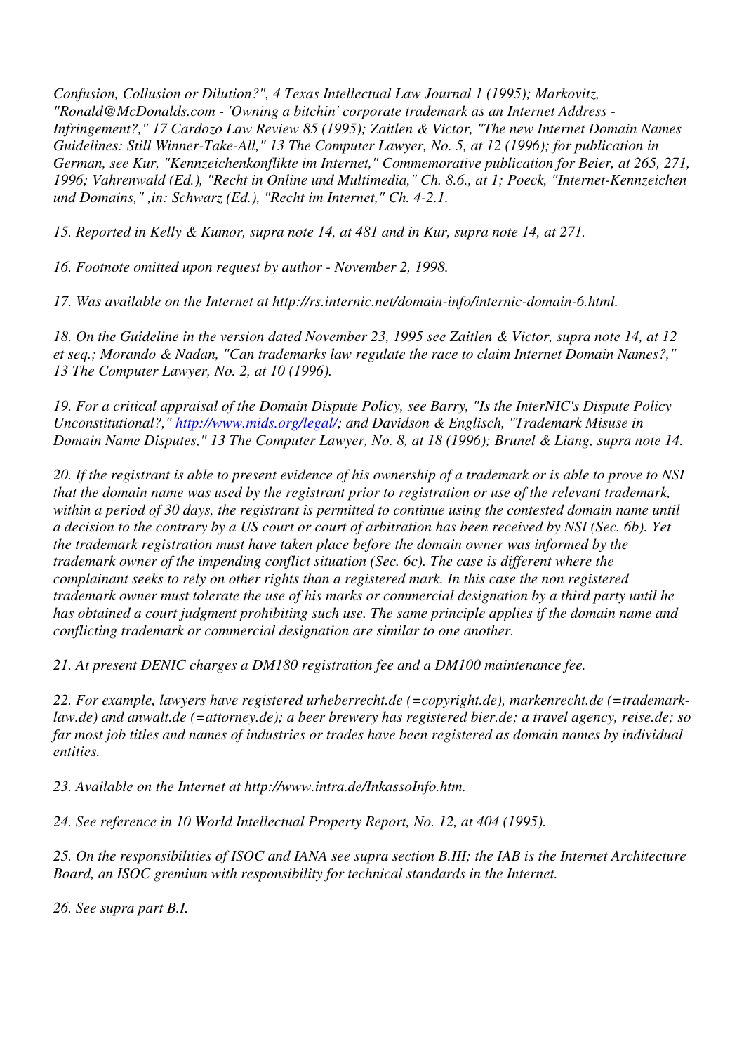*Confusion, Collusion or Dilution?", 4 Texas Intellectual Law Journal 1 (1995); Markovitz, "Ronald@McDonalds.com - 'Owning a bitchin' corporate trademark as an Internet Address - Infringement?," 17 Cardozo Law Review 85 (1995); Zaitlen & Victor, "The new Internet Domain Names Guidelines: Still Winner-Take-All," 13 The Computer Lawyer, No. 5, at 12 (1996); for publication in German, see Kur, "Kennzeichenkonflikte im Internet," Commemorative publication for Beier, at 265, 271, 1996; Vahrenwald (Ed.), "Recht in Online und Multimedia," Ch. 8.6., at 1; Poeck, "Internet-Kennzeichen und Domains," ,in: Schwarz (Ed.), "Recht im Internet," Ch. 4-2.1.*

*15. Reported in Kelly & Kumor, supra note 14, at 481 and in Kur, supra note 14, at 271.*

*16. Footnote omitted upon request by author - November 2, 1998.*

*17. Was available on the Internet at http://rs.internic.net/domain-info/internic-domain-6.html.*

*18. On the Guideline in the version dated November 23, 1995 see Zaitlen & Victor, supra note 14, at 12 et seq.; Morando & Nadan, "Can trademarks law regulate the race to claim Internet Domain Names?," 13 The Computer Lawyer, No. 2, at 10 (1996).*

*19. For a critical appraisal of the Domain Dispute Policy, see Barry, "Is the InterNIC's Dispute Policy Unconstitutional?," http://www.mids.org/legal/; and Davidson & Englisch, "Trademark Misuse in Domain Name Disputes," 13 The Computer Lawyer, No. 8, at 18 (1996); Brunel & Liang, supra note 14.*

*20. If the registrant is able to present evidence of his ownership of a trademark or is able to prove to NSI that the domain name was used by the registrant prior to registration or use of the relevant trademark, within a period of 30 days, the registrant is permitted to continue using the contested domain name until a decision to the contrary by a US court or court of arbitration has been received by NSI (Sec. 6b). Yet the trademark registration must have taken place before the domain owner was informed by the trademark owner of the impending conflict situation (Sec. 6c). The case is different where the complainant seeks to rely on other rights than a registered mark. In this case the non registered trademark owner must tolerate the use of his marks or commercial designation by a third party until he has obtained a court judgment prohibiting such use. The same principle applies if the domain name and conflicting trademark or commercial designation are similar to one another.*

*21. At present DENIC charges a DM180 registration fee and a DM100 maintenance fee.*

*22. For example, lawyers have registered urheberrecht.de (=copyright.de), markenrecht.de (=trademark-law.de) and anwalt.de (=attorney.de); a beer brewery has registered bier.de; a travel agency, reise.de; so far most job titles and names of industries or trades have been registered as domain names by individual entities.*

*23. Available on the Internet at http://www.intra.de/InkassoInfo.htm.*

*24. See reference in 10 World Intellectual Property Report, No. 12, at 404 (1995).*

*25. On the responsibilities of ISOC and IANA see supra section B.III; the IAB is the Internet Architecture Board, an ISOC gremium with responsibility for technical standards in the Internet.*

*26. See supra part B.I.*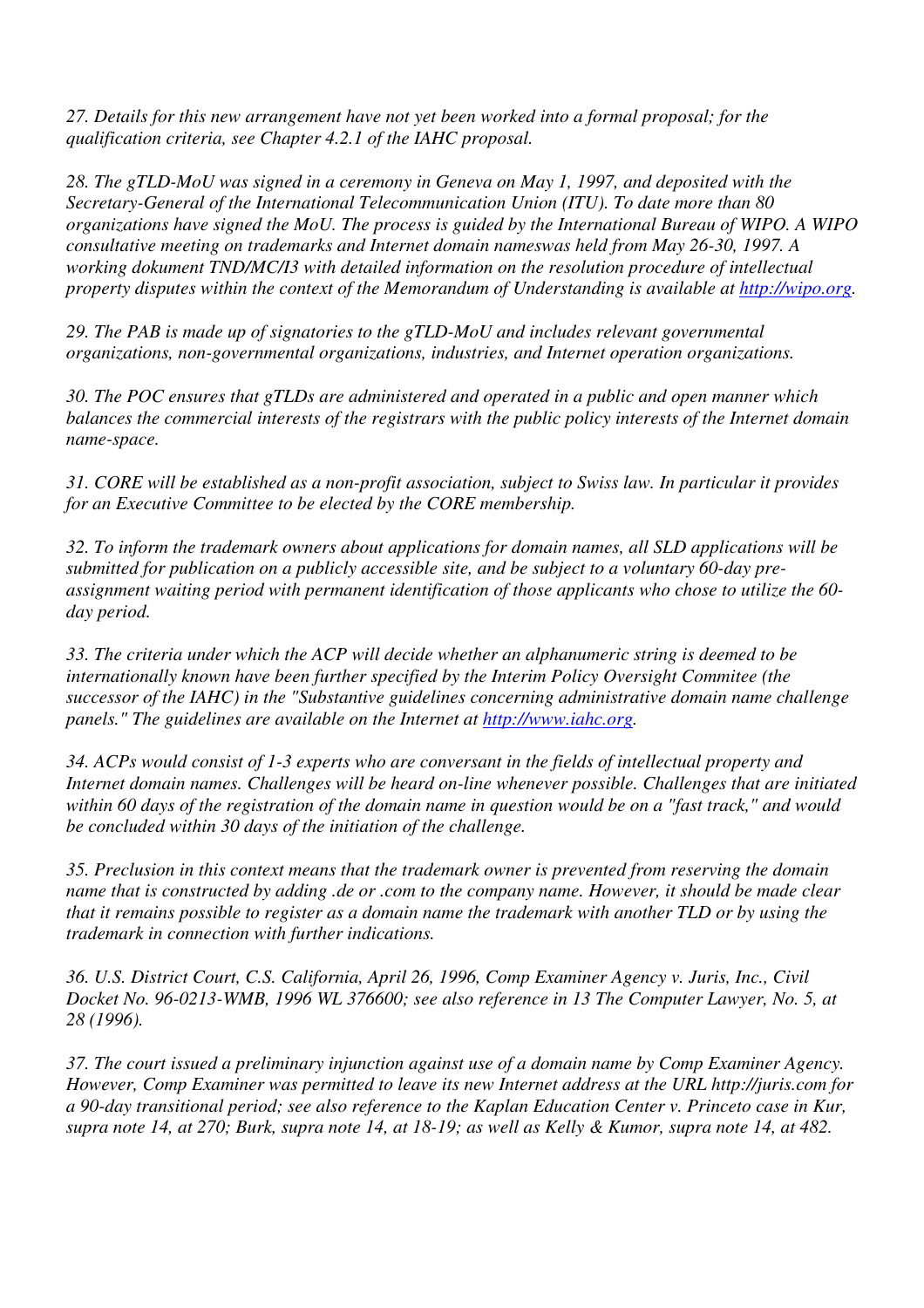*27. Details for this new arrangement have not yet been worked into a formal proposal; for the qualification criteria, see Chapter 4.2.1 of the IAHC proposal.*

*28. The gTLD-MoU was signed in a ceremony in Geneva on May 1, 1997, and deposited with the Secretary-General of the International Telecommunication Union (ITU). To date more than 80 organizations have signed the MoU. The process is guided by the International Bureau of WIPO. A WIPO consultative meeting on trademarks and Internet domain nameswas held from May 26-30, 1997. A working dokument TND/MC/I3 with detailed information on the resolution procedure of intellectual property disputes within the context of the Memorandum of Understanding is available at [http://wipo.org](http://wipo.org).*

*29. The PAB is made up of signatories to the gTLD-MoU and includes relevant governmental organizations, non-governmental organizations, industries, and Internet operation organizations.*

*30. The POC ensures that gTLDs are administered and operated in a public and open manner which balances the commercial interests of the registrars with the public policy interests of the Internet domain name-space.*

*31. CORE will be established as a non-profit association, subject to Swiss law. In particular it provides for an Executive Committee to be elected by the CORE membership.*

*32. To inform the trademark owners about applications for domain names, all SLD applications will be submitted for publication on a publicly accessible site, and be subject to a voluntary 60-day pre-assignment waiting period with permanent identification of those applicants who chose to utilize the 60-day period.*

*33. The criteria under which the ACP will decide whether an alphanumeric string is deemed to be internationally known have been further specified by the Interim Policy Oversight Commitee (the successor of the IAHC) in the "Substantive guidelines concerning administrative domain name challenge panels." The guidelines are available on the Internet at [http://www.iahc.org](http://www.iahc.org).*

*34. ACPs would consist of 1-3 experts who are conversant in the fields of intellectual property and Internet domain names. Challenges will be heard on-line whenever possible. Challenges that are initiated within 60 days of the registration of the domain name in question would be on a "fast track," and would be concluded within 30 days of the initiation of the challenge.*

*35. Preclusion in this context means that the trademark owner is prevented from reserving the domain name that is constructed by adding .de or .com to the company name. However, it should be made clear that it remains possible to register as a domain name the trademark with another TLD or by using the trademark in connection with further indications.*

*36. U.S. District Court, C.S. California, April 26, 1996, Comp Examiner Agency v. Juris, Inc., Civil Docket No. 96-0213-WMB, 1996 WL 376600; see also reference in 13 The Computer Lawyer, No. 5, at 28 (1996).*

*37. The court issued a preliminary injunction against use of a domain name by Comp Examiner Agency. However, Comp Examiner was permitted to leave its new Internet address at the URL http://juris.com for a 90-day transitional period; see also reference to the Kaplan Education Center v. Princeto case in Kur, supra note 14, at 270; Burk, supra note 14, at 18-19; as well as Kelly & Kumor, supra note 14, at 482.*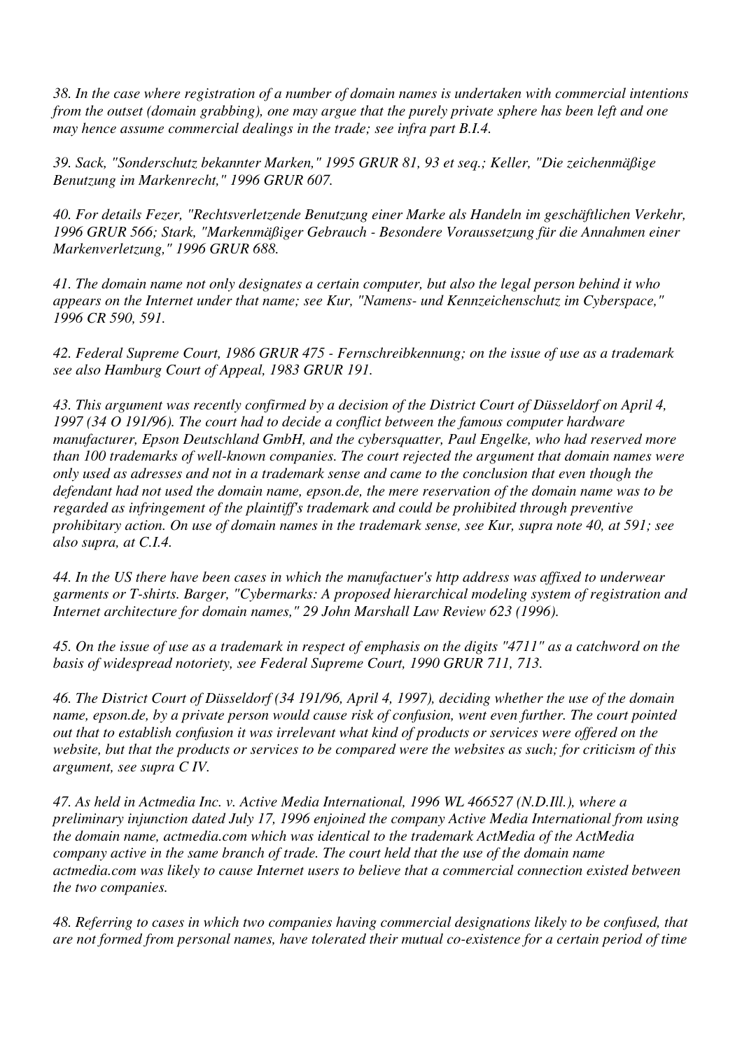*38. In the case where registration of a number of domain names is undertaken with commercial intentions from the outset (domain grabbing), one may argue that the purely private sphere has been left and one may hence assume commercial dealings in the trade; see infra part B.I.4.*

*39. Sack, "Sonderschutz bekannter Marken," 1995 GRUR 81, 93 et seq.; Keller, "Die zeichenmäßige Benutzung im Markenrecht," 1996 GRUR 607.*

*40. For details Fezer, "Rechtsverletzende Benutzung einer Marke als Handeln im geschäftlichen Verkehr, 1996 GRUR 566; Stark, "Markenmäßiger Gebrauch - Besondere Voraussetzung für die Annahmen einer Markenverletzung," 1996 GRUR 688.*

*41. The domain name not only designates a certain computer, but also the legal person behind it who appears on the Internet under that name; see Kur, "Namens- und Kennzeichenschutz im Cyberspace," 1996 CR 590, 591.*

*42. Federal Supreme Court, 1986 GRUR 475 - Fernschreibkennung; on the issue of use as a trademark see also Hamburg Court of Appeal, 1983 GRUR 191.*

*43. This argument was recently confirmed by a decision of the District Court of Düsseldorf on April 4, 1997 (34 O 191/96). The court had to decide a conflict between the famous computer hardware manufacturer, Epson Deutschland GmbH, and the cybersquatter, Paul Engelke, who had reserved more than 100 trademarks of well-known companies. The court rejected the argument that domain names were only used as adresses and not in a trademark sense and came to the conclusion that even though the defendant had not used the domain name, epson.de, the mere reservation of the domain name was to be regarded as infringement of the plaintiff's trademark and could be prohibited through preventive prohibitary action. On use of domain names in the trademark sense, see Kur, supra note 40, at 591; see also supra, at C.I.4.*

*44. In the US there have been cases in which the manufactuer's http address was affixed to underwear garments or T-shirts. Barger, "Cybermarks: A proposed hierarchical modeling system of registration and Internet architecture for domain names," 29 John Marshall Law Review 623 (1996).*

*45. On the issue of use as a trademark in respect of emphasis on the digits "4711" as a catchword on the basis of widespread notoriety, see Federal Supreme Court, 1990 GRUR 711, 713.*

*46. The District Court of Düsseldorf (34 191/96, April 4, 1997), deciding whether the use of the domain name, epson.de, by a private person would cause risk of confusion, went even further. The court pointed out that to establish confusion it was irrelevant what kind of products or services were offered on the website, but that the products or services to be compared were the websites as such; for criticism of this argument, see supra C IV.*

*47. As held in Actmedia Inc. v. Active Media International, 1996 WL 466527 (N.D.Ill.), where a preliminary injunction dated July 17, 1996 enjoined the company Active Media International from using the domain name, actmedia.com which was identical to the trademark ActMedia of the ActMedia company active in the same branch of trade. The court held that the use of the domain name actmedia.com was likely to cause Internet users to believe that a commercial connection existed between the two companies.*

*48. Referring to cases in which two companies having commercial designations likely to be confused, that are not formed from personal names, have tolerated their mutual co-existence for a certain period of time*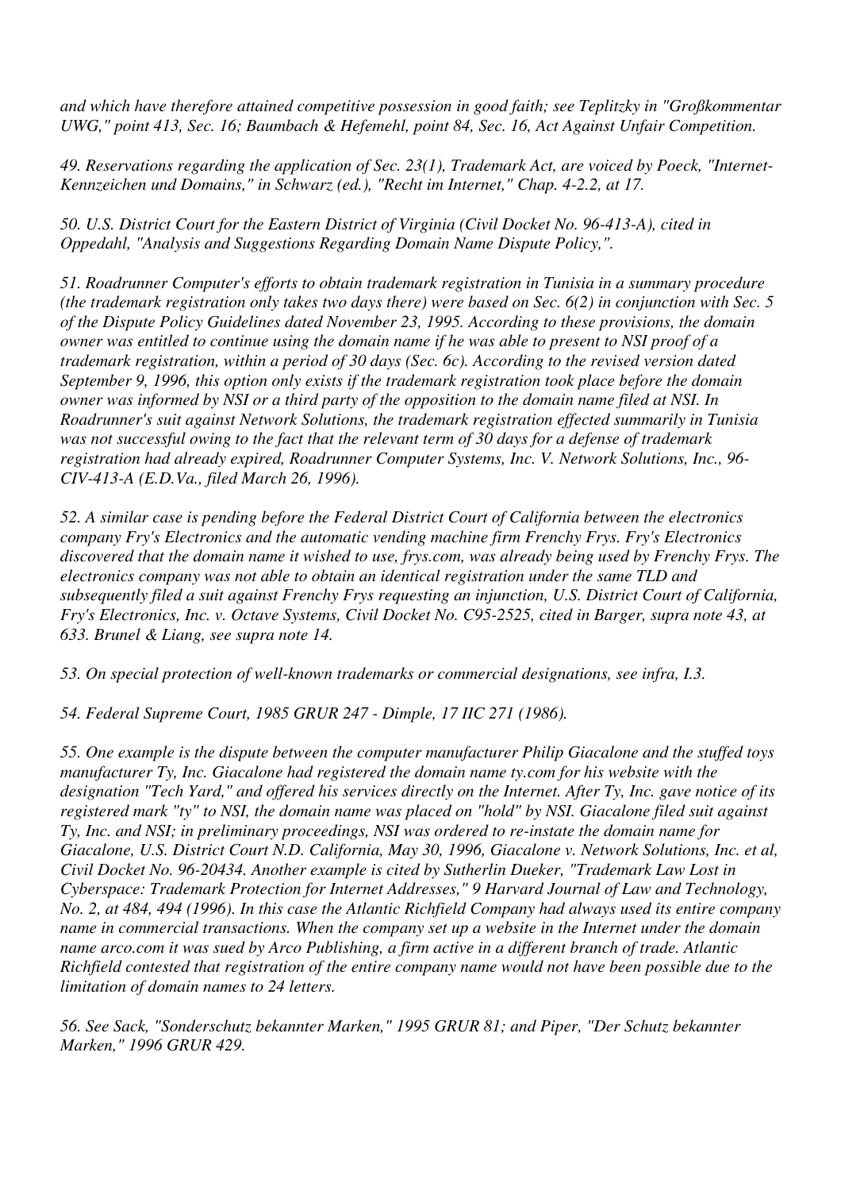*and which have therefore attained competitive possession in good faith; see Teplitzky in "Großkommentar UWG," point 413, Sec. 16; Baumbach & Hefemehl, point 84, Sec. 16, Act Against Unfair Competition.*

*49. Reservations regarding the application of Sec. 23(1), Trademark Act, are voiced by Poeck, "Internet-Kennzeichen und Domains," in Schwarz (ed.), "Recht im Internet," Chap. 4-2.2, at 17.*

*50. U.S. District Court for the Eastern District of Virginia (Civil Docket No. 96-413-A), cited in Oppedahl, "Analysis and Suggestions Regarding Domain Name Dispute Policy,".*

*51. Roadrunner Computer's efforts to obtain trademark registration in Tunisia in a summary procedure (the trademark registration only takes two days there) were based on Sec. 6(2) in conjunction with Sec. 5 of the Dispute Policy Guidelines dated November 23, 1995. According to these provisions, the domain owner was entitled to continue using the domain name if he was able to present to NSI proof of a trademark registration, within a period of 30 days (Sec. 6c). According to the revised version dated September 9, 1996, this option only exists if the trademark registration took place before the domain owner was informed by NSI or a third party of the opposition to the domain name filed at NSI. In Roadrunner's suit against Network Solutions, the trademark registration effected summarily in Tunisia was not successful owing to the fact that the relevant term of 30 days for a defense of trademark registration had already expired, Roadrunner Computer Systems, Inc. V. Network Solutions, Inc., 96-CIV-413-A (E.D.Va., filed March 26, 1996).*

*52. A similar case is pending before the Federal District Court of California between the electronics company Fry's Electronics and the automatic vending machine firm Frenchy Frys. Fry's Electronics discovered that the domain name it wished to use, frys.com, was already being used by Frenchy Frys. The electronics company was not able to obtain an identical registration under the same TLD and subsequently filed a suit against Frenchy Frys requesting an injunction, U.S. District Court of California, Fry's Electronics, Inc. v. Octave Systems, Civil Docket No. C95-2525, cited in Barger, supra note 43, at 633. Brunel & Liang, see supra note 14.*

*53. On special protection of well-known trademarks or commercial designations, see infra, I.3.*

*54. Federal Supreme Court, 1985 GRUR 247 - Dimple, 17 IIC 271 (1986).*

*55. One example is the dispute between the computer manufacturer Philip Giacalone and the stuffed toys manufacturer Ty, Inc. Giacalone had registered the domain name ty.com for his website with the designation "Tech Yard," and offered his services directly on the Internet. After Ty, Inc. gave notice of its registered mark "ty" to NSI, the domain name was placed on "hold" by NSI. Giacalone filed suit against Ty, Inc. and NSI; in preliminary proceedings, NSI was ordered to re-instate the domain name for Giacalone, U.S. District Court N.D. California, May 30, 1996, Giacalone v. Network Solutions, Inc. et al, Civil Docket No. 96-20434. Another example is cited by Sutherlin Dueker, "Trademark Law Lost in Cyberspace: Trademark Protection for Internet Addresses," 9 Harvard Journal of Law and Technology, No. 2, at 484, 494 (1996). In this case the Atlantic Richfield Company had always used its entire company name in commercial transactions. When the company set up a website in the Internet under the domain name arco.com it was sued by Arco Publishing, a firm active in a different branch of trade. Atlantic Richfield contested that registration of the entire company name would not have been possible due to the limitation of domain names to 24 letters.*

*56. See Sack, "Sonderschutz bekannter Marken," 1995 GRUR 81; and Piper, "Der Schutz bekannter Marken," 1996 GRUR 429.*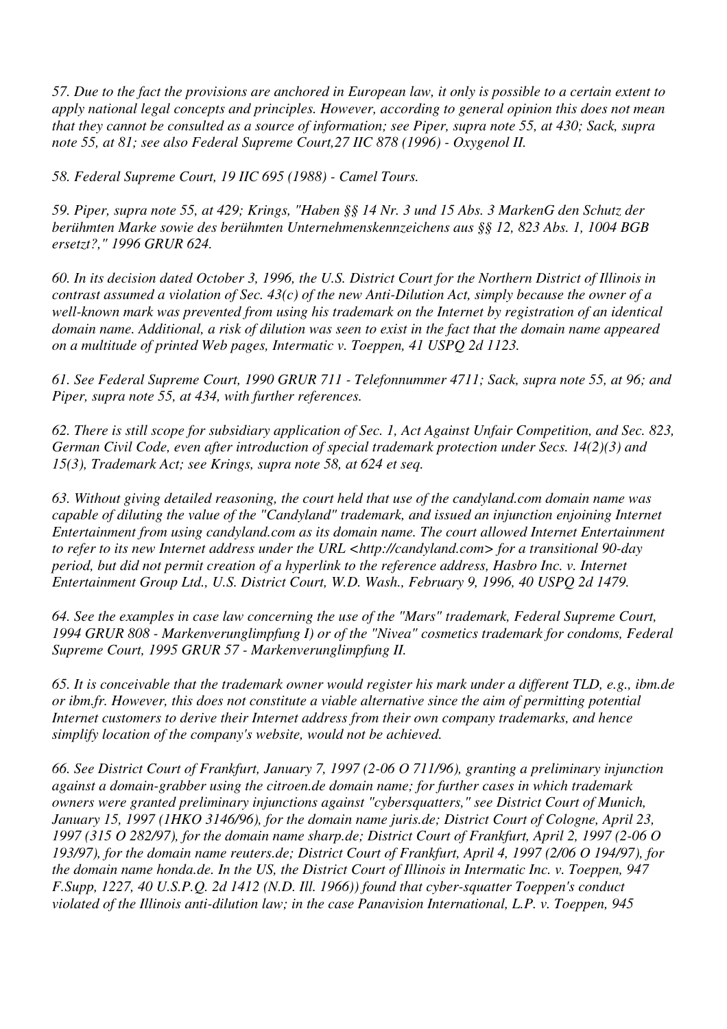*57. Due to the fact the provisions are anchored in European law, it only is possible to a certain extent to apply national legal concepts and principles. However, according to general opinion this does not mean that they cannot be consulted as a source of information; see Piper, supra note 55, at 430; Sack, supra note 55, at 81; see also Federal Supreme Court,27 IIC 878 (1996) - Oxygenol II.*

*58. Federal Supreme Court, 19 IIC 695 (1988) - Camel Tours.*

*59. Piper, supra note 55, at 429; Krings, "Haben §§ 14 Nr. 3 und 15 Abs. 3 MarkenG den Schutz der berühmten Marke sowie des berühmten Unternehmenskennzeichens aus §§ 12, 823 Abs. 1, 1004 BGB ersetzt?," 1996 GRUR 624.*

*60. In its decision dated October 3, 1996, the U.S. District Court for the Northern District of Illinois in contrast assumed a violation of Sec. 43(c) of the new Anti-Dilution Act, simply because the owner of a well-known mark was prevented from using his trademark on the Internet by registration of an identical domain name. Additional, a risk of dilution was seen to exist in the fact that the domain name appeared on a multitude of printed Web pages, Intermatic v. Toeppen, 41 USPQ 2d 1123.*

*61. See Federal Supreme Court, 1990 GRUR 711 - Telefonnummer 4711; Sack, supra note 55, at 96; and Piper, supra note 55, at 434, with further references.*

*62. There is still scope for subsidiary application of Sec. 1, Act Against Unfair Competition, and Sec. 823, German Civil Code, even after introduction of special trademark protection under Secs. 14(2)(3) and 15(3), Trademark Act; see Krings, supra note 58, at 624 et seq.*

*63. Without giving detailed reasoning, the court held that use of the candyland.com domain name was capable of diluting the value of the "Candyland" trademark, and issued an injunction enjoining Internet Entertainment from using candyland.com as its domain name. The court allowed Internet Entertainment to refer to its new Internet address under the URL <http://candyland.com> for a transitional 90-day period, but did not permit creation of a hyperlink to the reference address, Hasbro Inc. v. Internet Entertainment Group Ltd., U.S. District Court, W.D. Wash., February 9, 1996, 40 USPQ 2d 1479.*

*64. See the examples in case law concerning the use of the "Mars" trademark, Federal Supreme Court, 1994 GRUR 808 - Markenverunglimpfung I) or of the "Nivea" cosmetics trademark for condoms, Federal Supreme Court, 1995 GRUR 57 - Markenverunglimpfung II.*

*65. It is conceivable that the trademark owner would register his mark under a different TLD, e.g., ibm.de or ibm.fr. However, this does not constitute a viable alternative since the aim of permitting potential Internet customers to derive their Internet address from their own company trademarks, and hence simplify location of the company's website, would not be achieved.*

*66. See District Court of Frankfurt, January 7, 1997 (2-06 O 711/96), granting a preliminary injunction against a domain-grabber using the citroen.de domain name; for further cases in which trademark owners were granted preliminary injunctions against "cybersquatters," see District Court of Munich, January 15, 1997 (1HKO 3146/96), for the domain name juris.de; District Court of Cologne, April 23, 1997 (315 O 282/97), for the domain name sharp.de; District Court of Frankfurt, April 2, 1997 (2-06 O 193/97), for the domain name reuters.de; District Court of Frankfurt, April 4, 1997 (2/06 O 194/97), for the domain name honda.de. In the US, the District Court of Illinois in Intermatic Inc. v. Toeppen, 947 F.Supp, 1227, 40 U.S.P.Q. 2d 1412 (N.D. Ill. 1966)) found that cyber-squatter Toeppen's conduct violated of the Illinois anti-dilution law; in the case Panavision International, L.P. v. Toeppen, 945*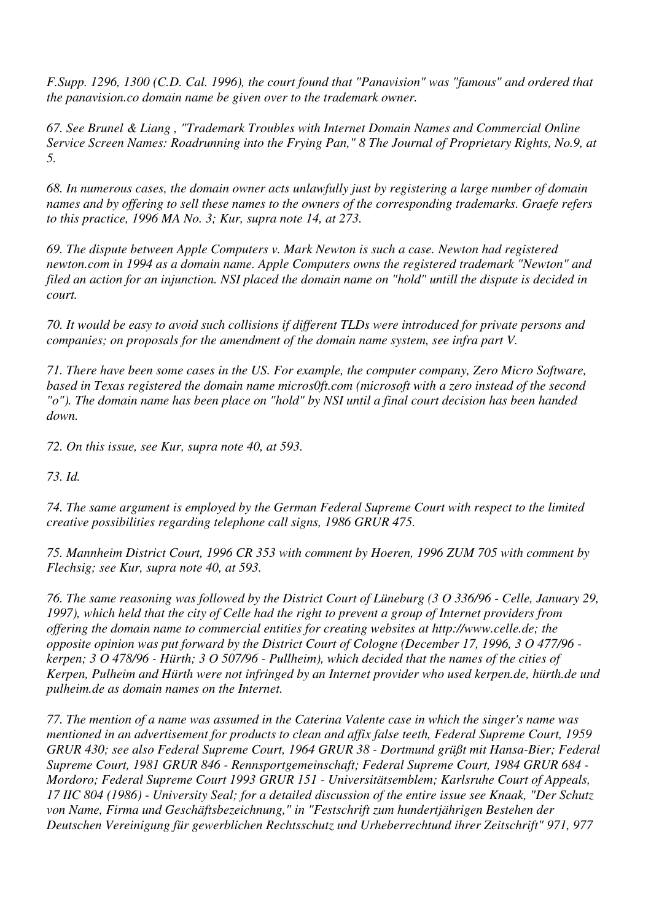*F.Supp. 1296, 1300 (C.D. Cal. 1996), the court found that "Panavision" was "famous" and ordered that the panavision.co domain name be given over to the trademark owner.*

*67. See Brunel & Liang , "Trademark Troubles with Internet Domain Names and Commercial Online Service Screen Names: Roadrunning into the Frying Pan," 8 The Journal of Proprietary Rights, No.9, at 5.*

*68. In numerous cases, the domain owner acts unlawfully just by registering a large number of domain names and by offering to sell these names to the owners of the corresponding trademarks. Graefe refers to this practice, 1996 MA No. 3; Kur, supra note 14, at 273.*

*69. The dispute between Apple Computers v. Mark Newton is such a case. Newton had registered newton.com in 1994 as a domain name. Apple Computers owns the registered trademark "Newton" and filed an action for an injunction. NSI placed the domain name on "hold" untill the dispute is decided in court.*

*70. It would be easy to avoid such collisions if different TLDs were introduced for private persons and companies; on proposals for the amendment of the domain name system, see infra part V.*

*71. There have been some cases in the US. For example, the computer company, Zero Micro Software, based in Texas registered the domain name micros0ft.com (microsoft with a zero instead of the second "o"). The domain name has been place on "hold" by NSI until a final court decision has been handed down.*

*72. On this issue, see Kur, supra note 40, at 593.*

*73. Id.*

*74. The same argument is employed by the German Federal Supreme Court with respect to the limited creative possibilities regarding telephone call signs, 1986 GRUR 475.*

*75. Mannheim District Court, 1996 CR 353 with comment by Hoeren, 1996 ZUM 705 with comment by Flechsig; see Kur, supra note 40, at 593.*

*76. The same reasoning was followed by the District Court of Lüneburg (3 O 336/96 - Celle, January 29, 1997), which held that the city of Celle had the right to prevent a group of Internet providers from offering the domain name to commercial entities for creating websites at http://www.celle.de; the opposite opinion was put forward by the District Court of Cologne (December 17, 1996, 3 O 477/96 - kerpen; 3 O 478/96 - Hürth; 3 O 507/96 - Pullheim), which decided that the names of the cities of Kerpen, Pulheim and Hürth were not infringed by an Internet provider who used kerpen.de, hürth.de und pulheim.de as domain names on the Internet.*

*77. The mention of a name was assumed in the Caterina Valente case in which the singer's name was mentioned in an advertisement for products to clean and affix false teeth, Federal Supreme Court, 1959 GRUR 430; see also Federal Supreme Court, 1964 GRUR 38 - Dortmund grüßt mit Hansa-Bier; Federal Supreme Court, 1981 GRUR 846 - Rennsportgemeinschaft; Federal Supreme Court, 1984 GRUR 684 - Mordoro; Federal Supreme Court 1993 GRUR 151 - Universitätsemblem; Karlsruhe Court of Appeals, 17 IIC 804 (1986) - University Seal; for a detailed discussion of the entire issue see Knaak, "Der Schutz von Name, Firma und Geschäftsbezeichnung," in "Festschrift zum hundertjährigen Bestehen der Deutschen Vereinigung für gewerblichen Rechtsschutz und Urheberrechtund ihrer Zeitschrift" 971, 977*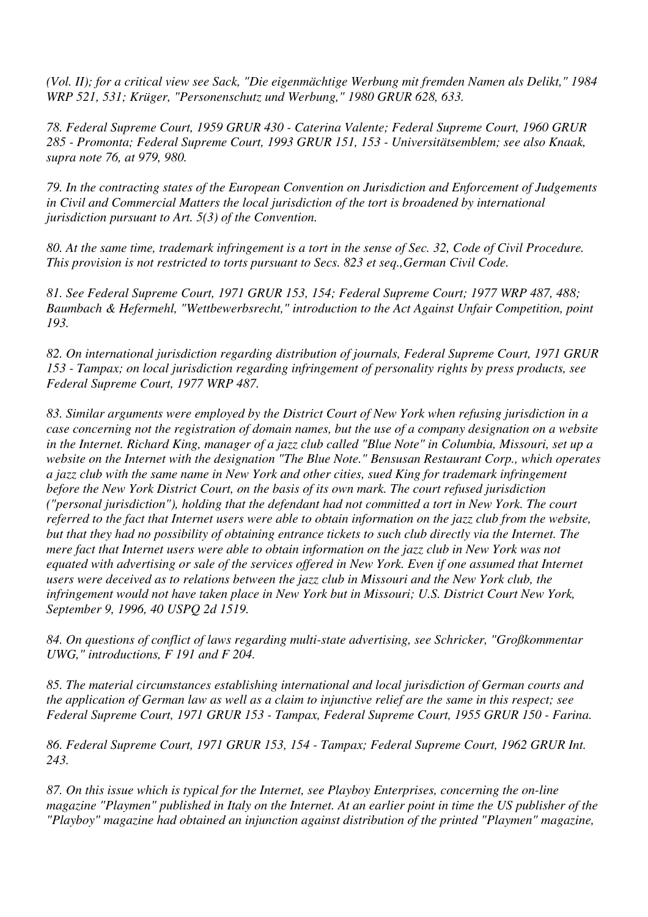*(Vol. II); for a critical view see Sack, "Die eigenmächtige Werbung mit fremden Namen als Delikt," 1984 WRP 521, 531; Krüger, "Personenschutz und Werbung," 1980 GRUR 628, 633.*

*78. Federal Supreme Court, 1959 GRUR 430 - Caterina Valente; Federal Supreme Court, 1960 GRUR 285 - Promonta; Federal Supreme Court, 1993 GRUR 151, 153 - Universitätsemblem; see also Knaak, supra note 76, at 979, 980.*

*79. In the contracting states of the European Convention on Jurisdiction and Enforcement of Judgements in Civil and Commercial Matters the local jurisdiction of the tort is broadened by international jurisdiction pursuant to Art. 5(3) of the Convention.*

*80. At the same time, trademark infringement is a tort in the sense of Sec. 32, Code of Civil Procedure. This provision is not restricted to torts pursuant to Secs. 823 et seq.,German Civil Code.*

*81. See Federal Supreme Court, 1971 GRUR 153, 154; Federal Supreme Court; 1977 WRP 487, 488; Baumbach & Hefermehl, "Wettbewerbsrecht," introduction to the Act Against Unfair Competition, point 193.*

*82. On international jurisdiction regarding distribution of journals, Federal Supreme Court, 1971 GRUR 153 - Tampax; on local jurisdiction regarding infringement of personality rights by press products, see Federal Supreme Court, 1977 WRP 487.*

*83. Similar arguments were employed by the District Court of New York when refusing jurisdiction in a case concerning not the registration of domain names, but the use of a company designation on a website in the Internet. Richard King, manager of a jazz club called "Blue Note" in Columbia, Missouri, set up a website on the Internet with the designation "The Blue Note." Bensusan Restaurant Corp., which operates a jazz club with the same name in New York and other cities, sued King for trademark infringement before the New York District Court, on the basis of its own mark. The court refused jurisdiction ("personal jurisdiction"), holding that the defendant had not committed a tort in New York. The court referred to the fact that Internet users were able to obtain information on the jazz club from the website, but that they had no possibility of obtaining entrance tickets to such club directly via the Internet. The mere fact that Internet users were able to obtain information on the jazz club in New York was not equated with advertising or sale of the services offered in New York. Even if one assumed that Internet users were deceived as to relations between the jazz club in Missouri and the New York club, the infringement would not have taken place in New York but in Missouri; U.S. District Court New York, September 9, 1996, 40 USPQ 2d 1519.*

*84. On questions of conflict of laws regarding multi-state advertising, see Schricker, "Großkommentar UWG," introductions, F 191 and F 204.*

*85. The material circumstances establishing international and local jurisdiction of German courts and the application of German law as well as a claim to injunctive relief are the same in this respect; see Federal Supreme Court, 1971 GRUR 153 - Tampax, Federal Supreme Court, 1955 GRUR 150 - Farina.*

*86. Federal Supreme Court, 1971 GRUR 153, 154 - Tampax; Federal Supreme Court, 1962 GRUR Int. 243.*

*87. On this issue which is typical for the Internet, see Playboy Enterprises, concerning the on-line magazine "Playmen" published in Italy on the Internet. At an earlier point in time the US publisher of the "Playboy" magazine had obtained an injunction against distribution of the printed "Playmen" magazine,*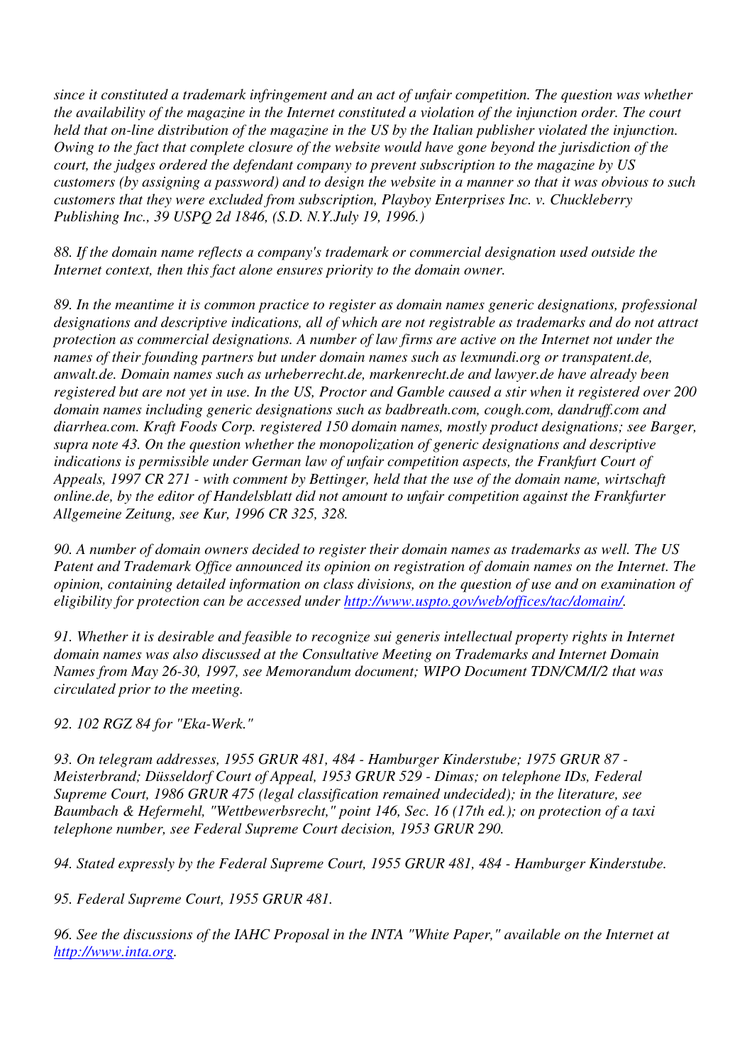*since it constituted a trademark infringement and an act of unfair competition. The question was whether the availability of the magazine in the Internet constituted a violation of the injunction order. The court held that on-line distribution of the magazine in the US by the Italian publisher violated the injunction. Owing to the fact that complete closure of the website would have gone beyond the jurisdiction of the court, the judges ordered the defendant company to prevent subscription to the magazine by US customers (by assigning a password) and to design the website in a manner so that it was obvious to such customers that they were excluded from subscription, Playboy Enterprises Inc. v. Chuckleberry Publishing Inc., 39 USPQ 2d 1846, (S.D. N.Y.July 19, 1996.)*

*88. If the domain name reflects a company's trademark or commercial designation used outside the Internet context, then this fact alone ensures priority to the domain owner.*

*89. In the meantime it is common practice to register as domain names generic designations, professional designations and descriptive indications, all of which are not registrable as trademarks and do not attract protection as commercial designations. A number of law firms are active on the Internet not under the names of their founding partners but under domain names such as lexmundi.org or transpatent.de, anwalt.de. Domain names such as urheberrecht.de, markenrecht.de and lawyer.de have already been registered but are not yet in use. In the US, Proctor and Gamble caused a stir when it registered over 200 domain names including generic designations such as badbreath.com, cough.com, dandruff.com and diarrhea.com. Kraft Foods Corp. registered 150 domain names, mostly product designations; see Barger, supra note 43. On the question whether the monopolization of generic designations and descriptive indications is permissible under German law of unfair competition aspects, the Frankfurt Court of Appeals, 1997 CR 271 - with comment by Bettinger, held that the use of the domain name, wirtschaft online.de, by the editor of Handelsblatt did not amount to unfair competition against the Frankfurter Allgemeine Zeitung, see Kur, 1996 CR 325, 328.*

*90. A number of domain owners decided to register their domain names as trademarks as well. The US Patent and Trademark Office announced its opinion on registration of domain names on the Internet. The opinion, containing detailed information on class divisions, on the question of use and on examination of eligibility for protection can be accessed under [http://www.uspto.gov/web/offices/tac/domain/](http://www.uspto.gov/web/offices/tac/domain/).*

*91. Whether it is desirable and feasible to recognize sui generis intellectual property rights in Internet domain names was also discussed at the Consultative Meeting on Trademarks and Internet Domain Names from May 26-30, 1997, see Memorandum document; WIPO Document TDN/CM/I/2 that was circulated prior to the meeting.*

*92. 102 RGZ 84 for "Eka-Werk."*

*93. On telegram addresses, 1955 GRUR 481, 484 - Hamburger Kinderstube; 1975 GRUR 87 - Meisterbrand; Düsseldorf Court of Appeal, 1953 GRUR 529 - Dimas; on telephone IDs, Federal Supreme Court, 1986 GRUR 475 (legal classification remained undecided); in the literature, see Baumbach & Hefermehl, "Wettbewerbsrecht," point 146, Sec. 16 (17th ed.); on protection of a taxi telephone number, see Federal Supreme Court decision, 1953 GRUR 290.*

*94. Stated expressly by the Federal Supreme Court, 1955 GRUR 481, 484 - Hamburger Kinderstube.*

*95. Federal Supreme Court, 1955 GRUR 481.*

*96. See the discussions of the IAHC Proposal in the INTA "White Paper," available on the Internet at [http://www.inta.org](http://www.inta.org).*